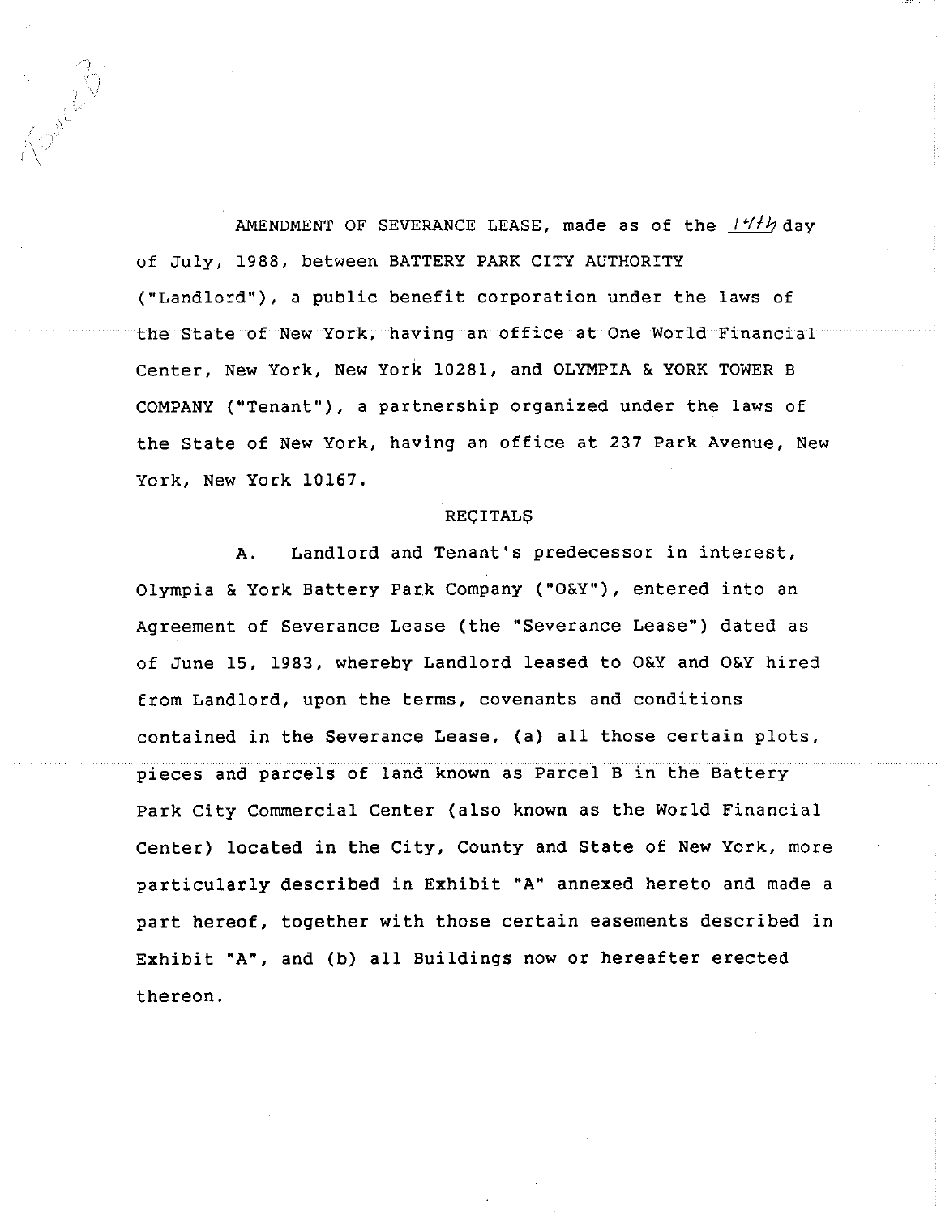Tower B

AMENDMENT OF SEVERANCE LEASE, made as of the 14th day of July, 1988, between BATTERY PARK CITY AUTHORITY ("Landlord"), a public benefit corporation under the laws of the State of New York, having an office at One World Financial Center, New York, New York 10281, and OLYMPIA & YORK TOWER B COMPANY ("Tenant"), a partnership organized under the laws of the State of New York, having an office at 237 Park Avenue, New York, New York 10167.

## RECITALS

A. Landlord and Tenant's predecessor in interest, Olympia & York Battery Park Company ("O&Y"), entered into an Agreement of Severance Lease (the "Severance Lease") dated as of June 15, 1983, whereby Landlord leased to O&Y and O&Y hired from Landlord, upon the terms, covenants and conditions contained in the Severance Lease, (a) all those certain plots, pieces and parcels of land known as Parcel B in the Battery Park City Commercial Center (also known as the World Financial Center) located in the City, County and State of New York, more particularly described in Exhibit "A" annexed hereto and made a part hereof, together with those certain easements described in Exhibit "A", and (b) all Buildings now or hereafter erected thereon.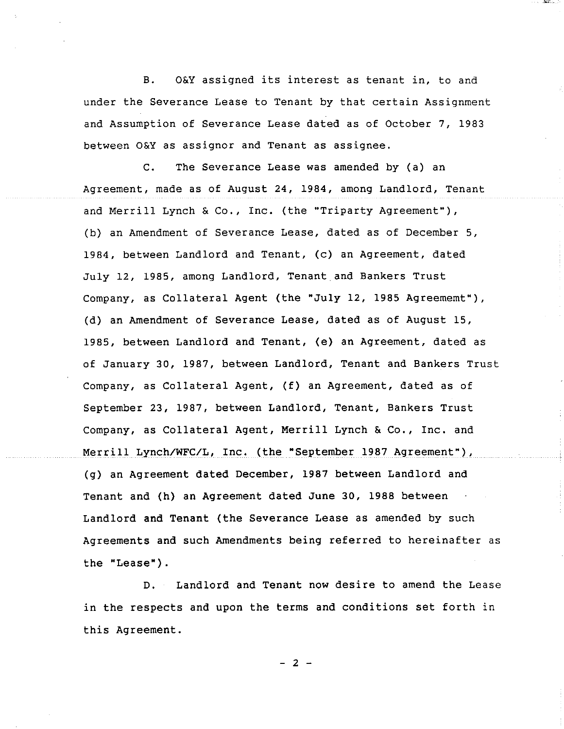B. O&Y assigned its interest as tenant in, to and under the Severance Lease to Tenant by that certain Assignment and Assumption of Severance Lease dated as of October 7, 1983 between O&Y as assignor and Tenant as assignee.

C. The Severance Lease was amended by (a) an Agreement, made as of August 24, 1984, among Landlord, Tenant and Merrill Lynch & Co., Inc. (the "Triparty Agreement"), (b) an Amendment of Severance Lease, dated as of December 5, 1984, between Landlord and Tenant, (c) an Agreement, dated July 12, 1985, among Landlord, Tenant and Bankers Trust Company, as Collateral Agent (the "July 12, 1985 Agreememt"), (d) an Amendment of Severance Lease, dated as of August 15, 1985, between Landlord and Tenant, (e) an Agreement, dated as of January 30, 1987, between Landlord, Tenant and Bankers Trust Company, as Collateral Agent, (f) an Agreement, dated as of September 23, 1987, between Landlord, Tenant, Bankers Trust Company, as Collateral Agent, Merrill Lynch & Co., Inc. and Merrill Lynch/WFC/L, Inc. (the "September 1987 Agreement"), (g) an Agreement dated December, 1987 between Landlord and Tenant and (h) an Agreement dated June 30, 1988 between Landlord and Tenant (the Severance Lease as amended by such Agreements and such Amendments being referred to hereinafter as the "Lease").

D. Landlord and Tenant now desire to amend the Lease in the respects and upon the terms and conditions set forth in this Agreement.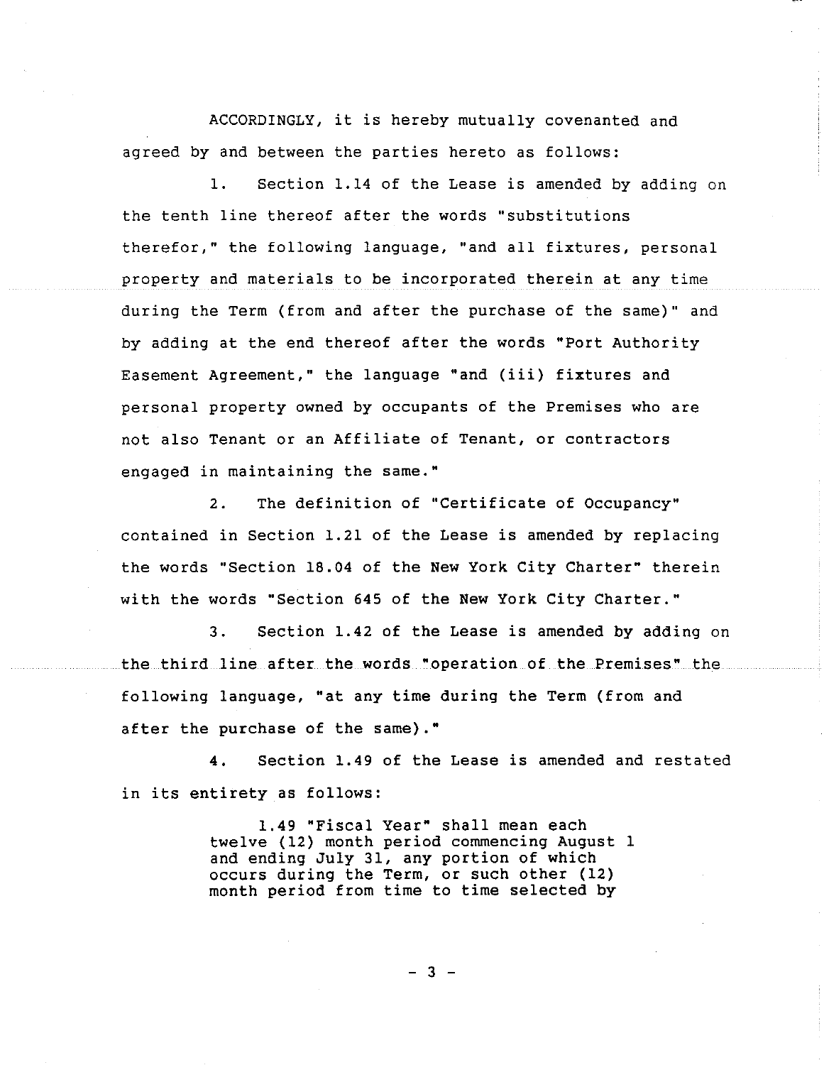ACCORDINGLY, it is hereby mutually covenanted and agreed by and between the parties hereto as follows:

1. Section 1.14 of the Lease is amended by adding on the tenth line thereof after the words "substitutions therefor," the following language, "and all fixtures, personal property and materials to be incorporated therein at any time during the Term (from and after the purchase of the same)" and by adding at the end thereof after the words "Port Authority Easement Agreement," the language "and (iii) fixtures and personal property owned by occupants of the Premises who are not also Tenant or an Affiliate of Tenant, or contractors engaged in maintaining the same."

2. The definition of "Certificate of Occupancy" contained in Section 1.21 of the Lease is amended by replacing the words "Section 18.04 of the New York City Charter" therein with the words "Section 645 of the New York City Charter."

3. Section 1.42 of the Lease is amended by adding on the third line after the words "operation of the Premises" the following language, "at any time during the Term (from and after the purchase of the same)."

4. Section 1.49 of the Lease is amended and restated in its entirety as follows:

> 1.49 "Fiscal Year" shall mean each twelve (12) month period commencing August 1 and ending July 31, any portion of which occurs during the Term, or such other (12) month period from time to time selected by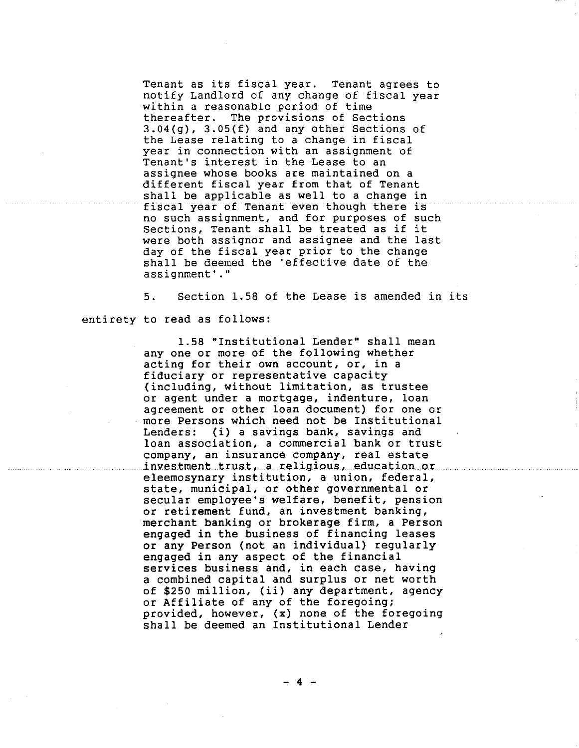Tenant as its fiscal year. Tenant agrees to notify Landlord of any change of fiscal year within a reasonable period of time thereafter. The provisions of Sections 3.04(g), 3.05(f) and any other Sections of the Lease relating to a change in fiscal year in connection with an assignment of Tenant's interest in the Lease to an assignee whose books are maintained on a different fiscal year from that of Tenant shall be applicable as well to a change in fiscal year of Tenant even though there is no such assignment, and for purposes of such Sections, Tenant shall be treated as if it were both assignor and assignee and the last day of the fiscal year prior to the change shall be deemed the 'effective date of the assignment'."

5. Section 1.58 of the Lease is amended in its entirety to read as follows:

1.58 "Institutional Lender" shall mean any one or more of the following whether acting for their own account, or, in a fiduciary or representative capacity (including, without limitation, as trustee or agent under a mortgage, indenture, loan agreement or other loan document) for one or more Persons which need not be Institutional Lenders: (i) a savings bank, savings and loan association, a commercial bank or trust company, an insurance company, real estate investment trust, a religious, education or eleemosynary institution, a union, federal, state, municipal, or other governmental or secular employee's welfare, benefit, pension or retirement fund, an investment banking, merchant banking or brokerage firm, a Person engaged in the business of financing leases or any Person (not an individual) regularly engaged in any aspect of the financial services business and, in each case, having a combined capital and surplus or net worth of $250 million, (ii) any department, agency or Affiliate of any of the foregoing; provided, however, (x) none of the foregoing shall be deemed an Institutional Lender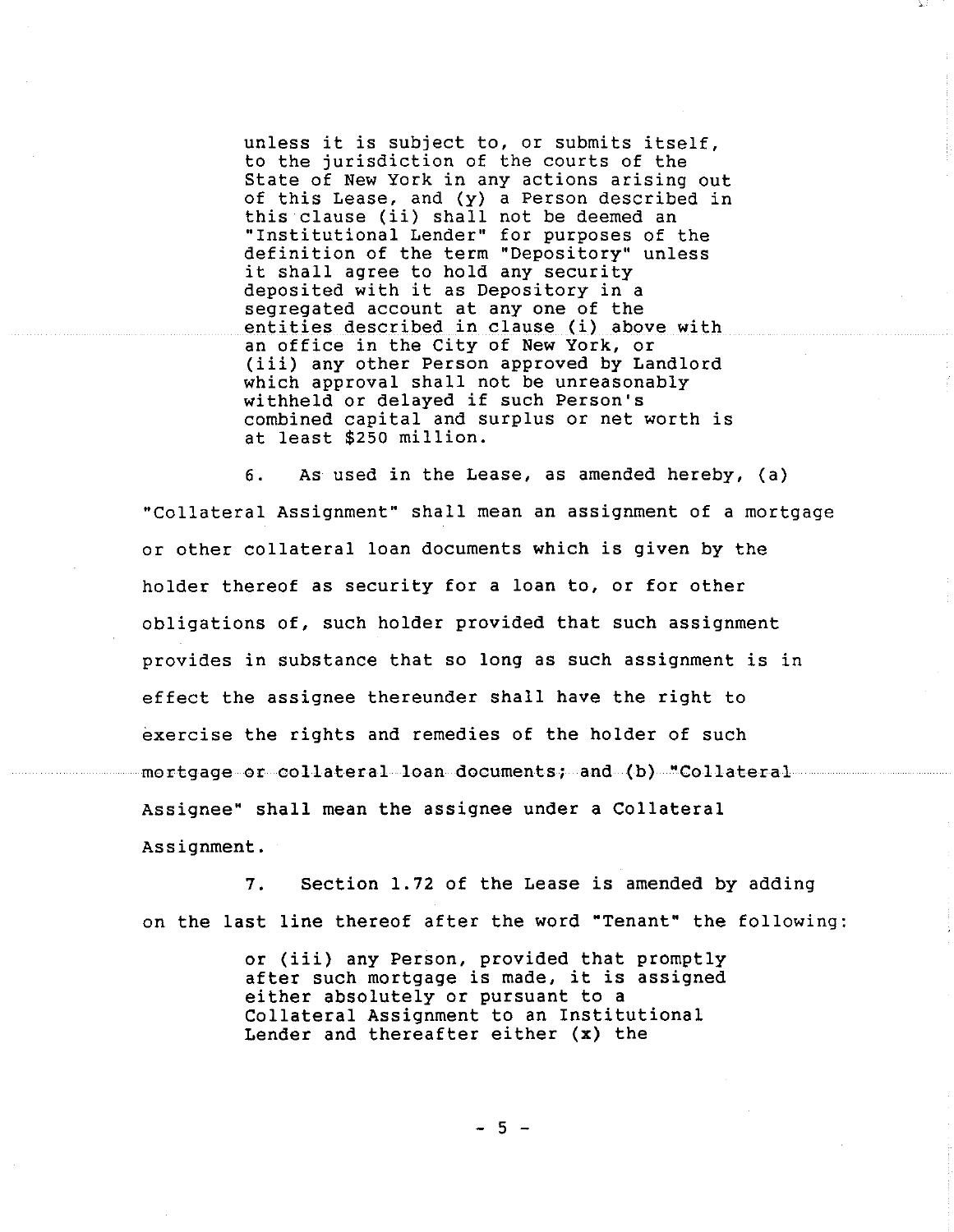> unless it is subject to, or submits itself, to the jurisdiction of the courts of the State of New York in any actions arising out of this Lease, and (y) a Person described in this clause (ii) shall not be deemed an "Institutional Lender" for purposes of the definition of the term "Depository" unless it shall agree to hold any security deposited with it as Depository in a segregated account at any one of the entities described in clause (i) above with an office in the City of New York, or (iii) any other Person approved by Landlord which approval shall not be unreasonably withheld or delayed if such Person's combined capital and surplus or net worth is at least $250 million.

6. As used in the Lease, as amended hereby, (a) "Collateral Assignment" shall mean an assignment of a mortgage or other collateral loan documents which is given by the holder thereof as security for a loan to, or for other obligations of, such holder provided that such assignment provides in substance that so long as such assignment is in effect the assignee thereunder shall have the right to exercise the rights and remedies of the holder of such mortgage or collateral loan documents; and (b) "Collateral Assignee" shall mean the assignee under a Collateral Assignment.

7. Section 1.72 of the Lease is amended by adding on the last line thereof after the word "Tenant" the following:

> or (iii) any Person, provided that promptly after such mortgage is made, it is assigned either absolutely or pursuant to a Collateral Assignment to an Institutional Lender and thereafter either (x) the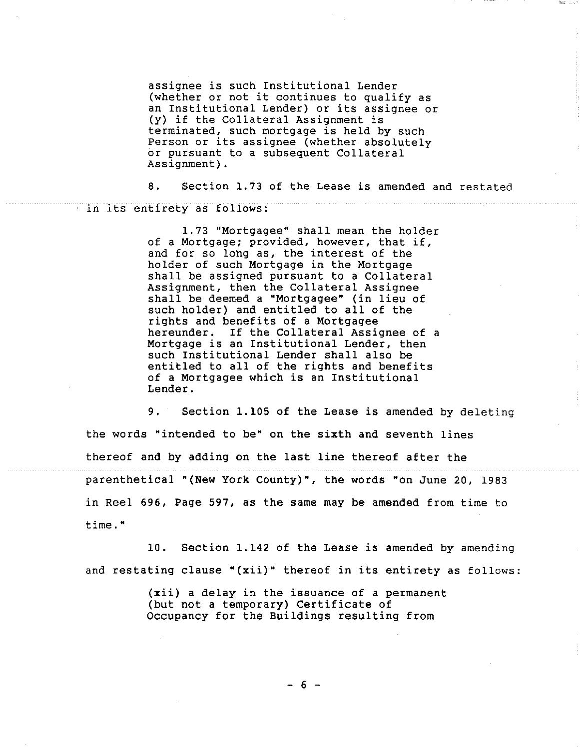assignee is such Institutional Lender (whether or not it continues to qualify as an Institutional Lender) or its assignee or (y) if the Collateral Assignment is terminated, such mortgage is held by such Person or its assignee (whether absolutely or pursuant to a subsequent Collateral Assignment).

8. Section 1.73 of the Lease is amended and restated in its entirety as follows:

> 1.73 "Mortgagee" shall mean the holder of a Mortgage; provided, however, that if, and for so long as, the interest of the holder of such Mortgage in the Mortgage shall be assigned pursuant to a Collateral Assignment, then the Collateral Assignee shall be deemed a "Mortgagee" (in lieu of such holder) and entitled to all of the rights and benefits of a Mortgagee hereunder. If the Collateral Assignee of a Mortgage is an Institutional Lender, then such Institutional Lender shall also be entitled to all of the rights and benefits of a Mortgagee which is an Institutional Lender.

9. Section 1.105 of the Lease is amended by deleting the words "intended to be" on the sixth and seventh lines thereof and by adding on the last line thereof after the parenthetical "(New York County)", the words "on June 20, 1983 in Reel 696, Page 597, as the same may be amended from time to time."

10. Section 1.142 of the Lease is amended by amending and restating clause "(xii)" thereof in its entirety as follows:

> (xii) a delay in the issuance of a permanent (but not a temporary) Certificate of Occupancy for the Buildings resulting from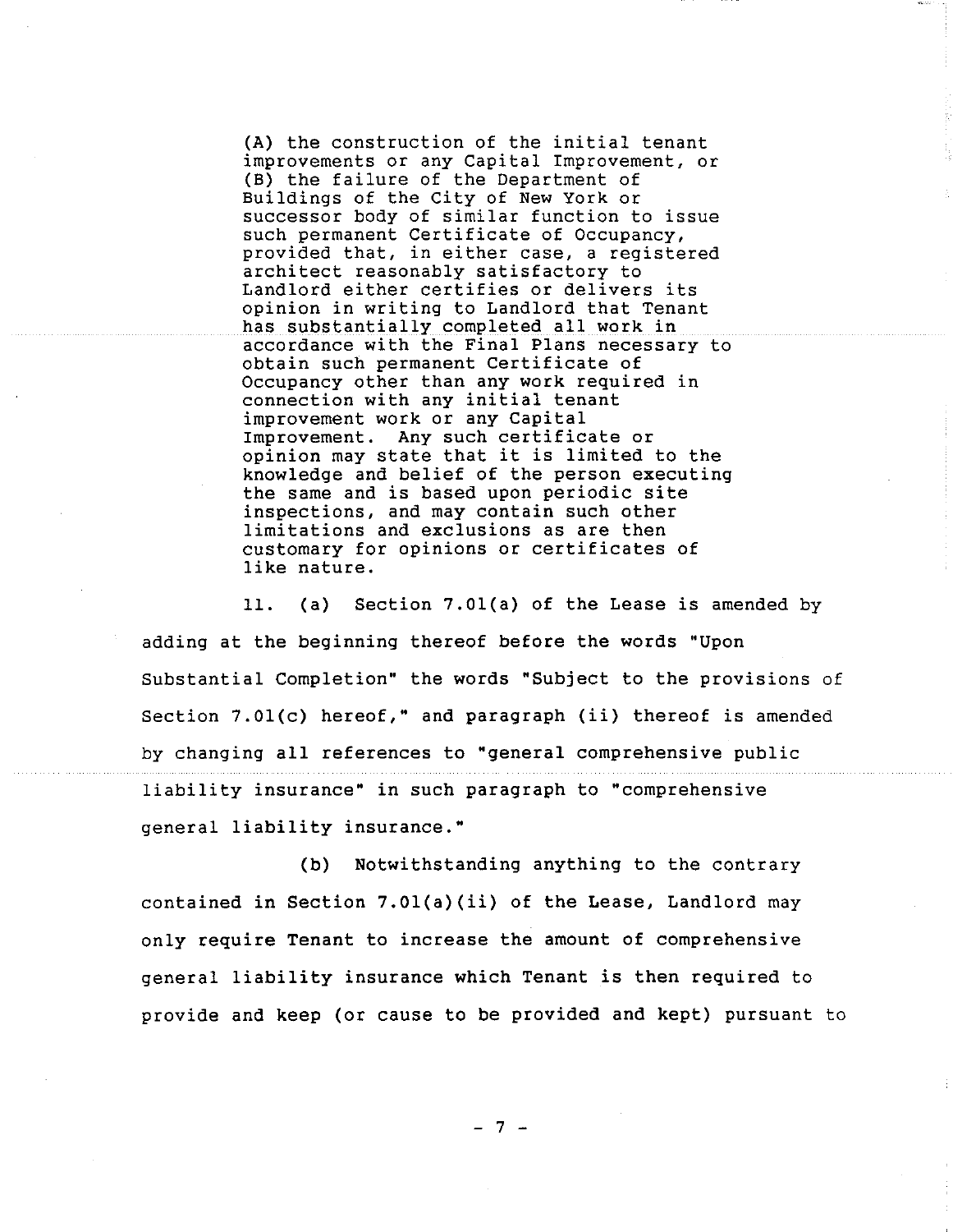(A) the construction of the initial tenant improvements or any Capital Improvement, or (B) the failure of the Department of Buildings of the City of New York or successor body of similar function to issue such permanent Certificate of Occupancy, provided that, in either case, a registered architect reasonably satisfactory to Landlord either certifies or delivers its opinion in writing to Landlord that Tenant has substantially completed all work in accordance with the Final Plans necessary to obtain such permanent Certificate of Occupancy other than any work required in connection with any initial tenant improvement work or any Capital Improvement. Any such certificate or opinion may state that it is limited to the knowledge and belief of the person executing the same and is based upon periodic site inspections, and may contain such other limitations and exclusions as are then customary for opinions or certificates of like nature.

11. (a) Section 7.01(a) of the Lease is amended by adding at the beginning thereof before the words "Upon Substantial Completion" the words "Subject to the provisions of Section 7.01(c) hereof," and paragraph (ii) thereof is amended by changing all references to "general comprehensive public liability insurance" in such paragraph to "comprehensive general liability insurance."

(b) Notwithstanding anything to the contrary contained in Section 7.01(a)(ii) of the Lease, Landlord may only require Tenant to increase the amount of comprehensive general liability insurance which Tenant is then required to provide and keep (or cause to be provided and kept) pursuant to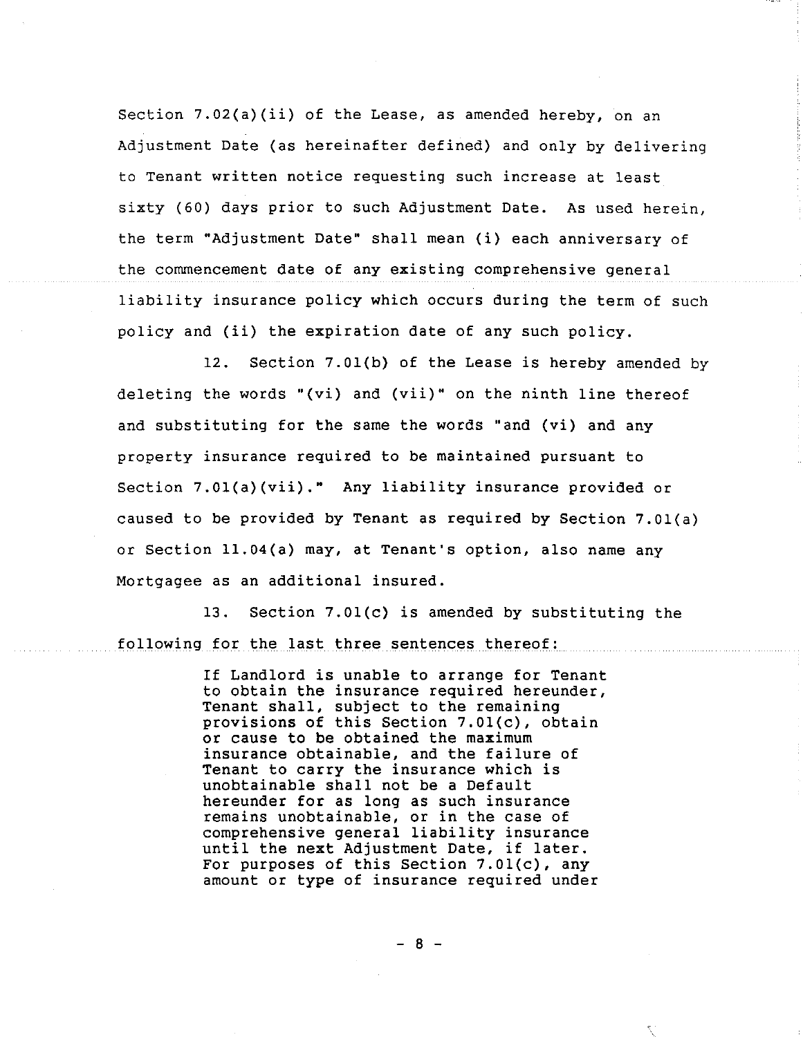Section 7.02(a)(ii) of the Lease, as amended hereby, on an Adjustment Date (as hereinafter defined) and only by delivering to Tenant written notice requesting such increase at least sixty (60) days prior to such Adjustment Date. As used herein, the term "Adjustment Date" shall mean (i) each anniversary of the commencement date of any existing comprehensive general liability insurance policy which occurs during the term of such policy and (ii) the expiration date of any such policy.

12. Section 7.01(b) of the Lease is hereby amended by deleting the words "(vi) and (vii)" on the ninth line thereof and substituting for the same the words "and (vi) and any property insurance required to be maintained pursuant to Section 7.01(a)(vii)." Any liability insurance provided or caused to be provided by Tenant as required by Section 7.01(a) or Section 11.04(a) may, at Tenant's option, also name any Mortgagee as an additional insured.

13. Section 7.01(c) is amended by substituting the following for the last three sentences thereof:

> If Landlord is unable to arrange for Tenant to obtain the insurance required hereunder, Tenant shall, subject to the remaining provisions of this Section 7.01(c), obtain or cause to be obtained the maximum insurance obtainable, and the failure of Tenant to carry the insurance which is unobtainable shall not be a Default hereunder for as long as such insurance remains unobtainable, or in the case of comprehensive general liability insurance until the next Adjustment Date, if later. For purposes of this Section 7.01(c), any amount or type of insurance required under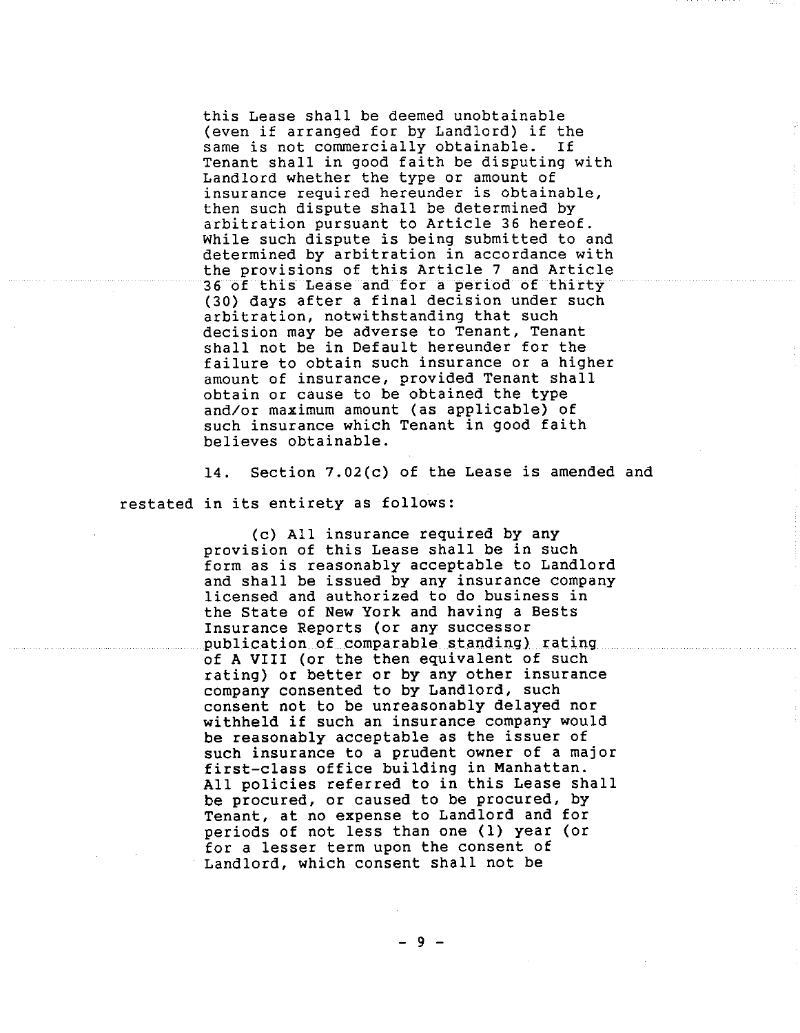this Lease shall be deemed unobtainable (even if arranged for by Landlord) if the same is not commercially obtainable. If Tenant shall in good faith be disputing with Landlord whether the type or amount of insurance required hereunder is obtainable, then such dispute shall be determined by arbitration pursuant to Article 36 hereof. While such dispute is being submitted to and determined by arbitration in accordance with the provisions of this Article 7 and Article 36 of this Lease and for a period of thirty (30) days after a final decision under such arbitration, notwithstanding that such decision may be adverse to Tenant, Tenant shall not be in Default hereunder for the failure to obtain such insurance or a higher amount of insurance, provided Tenant shall obtain or cause to be obtained the type and/or maximum amount (as applicable) of such insurance which Tenant in good faith believes obtainable.

14. Section 7.02(c) of the Lease is amended and restated in its entirety as follows:

(c) All insurance required by any provision of this Lease shall be in such form as is reasonably acceptable to Landlord and shall be issued by any insurance company licensed and authorized to do business in the State of New York and having a Bests Insurance Reports (or any successor publication of comparable standing) rating of A VIII (or the then equivalent of such rating) or better or by any other insurance company consented to by Landlord, such consent not to be unreasonably delayed nor withheld if such an insurance company would be reasonably acceptable as the issuer of such insurance to a prudent owner of a major first-class office building in Manhattan. All policies referred to in this Lease shall be procured, or caused to be procured, by Tenant, at no expense to Landlord and for periods of not less than one (1) year (or for a lesser term upon the consent of Landlord, which consent shall not be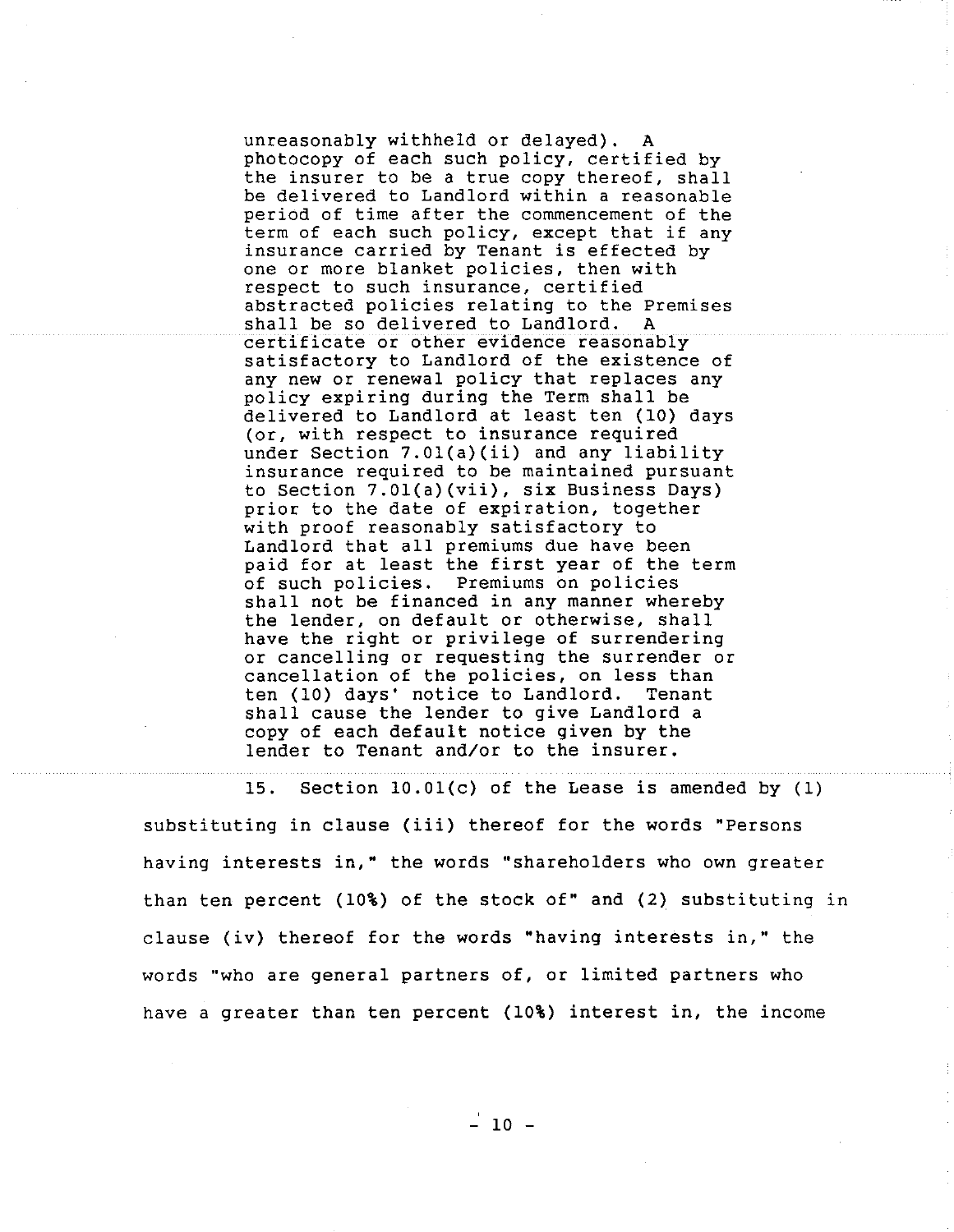unreasonably withheld or delayed). A photocopy of each such policy, certified by the insurer to be a true copy thereof, shall be delivered to Landlord within a reasonable period of time after the commencement of the term of each such policy, except that if any insurance carried by Tenant is effected by one or more blanket policies, then with respect to such insurance, certified abstracted policies relating to the Premises shall be so delivered to Landlord. A certificate or other evidence reasonably satisfactory to Landlord of the existence of any new or renewal policy that replaces any policy expiring during the Term shall be delivered to Landlord at least ten (10) days (or, with respect to insurance required under Section 7.01(a)(ii) and any liability insurance required to be maintained pursuant to Section 7.01(a)(vii), six Business Days) prior to the date of expiration, together with proof reasonably satisfactory to Landlord that all premiums due have been paid for at least the first year of the term of such policies. Premiums on policies shall not be financed in any manner whereby the lender, on default or otherwise, shall have the right or privilege of surrendering or cancelling or requesting the surrender or cancellation of the policies, on less than ten (10) days' notice to Landlord. Tenant shall cause the lender to give Landlord a copy of each default notice given by the lender to Tenant and/or to the insurer.

15. Section 10.01(c) of the Lease is amended by (1) substituting in clause (iii) thereof for the words "Persons having interests in," the words "shareholders who own greater than ten percent (10%) of the stock of" and (2) substituting in clause (iv) thereof for the words "having interests in," the words "who are general partners of, or limited partners who have a greater than ten percent (10%) interest in, the income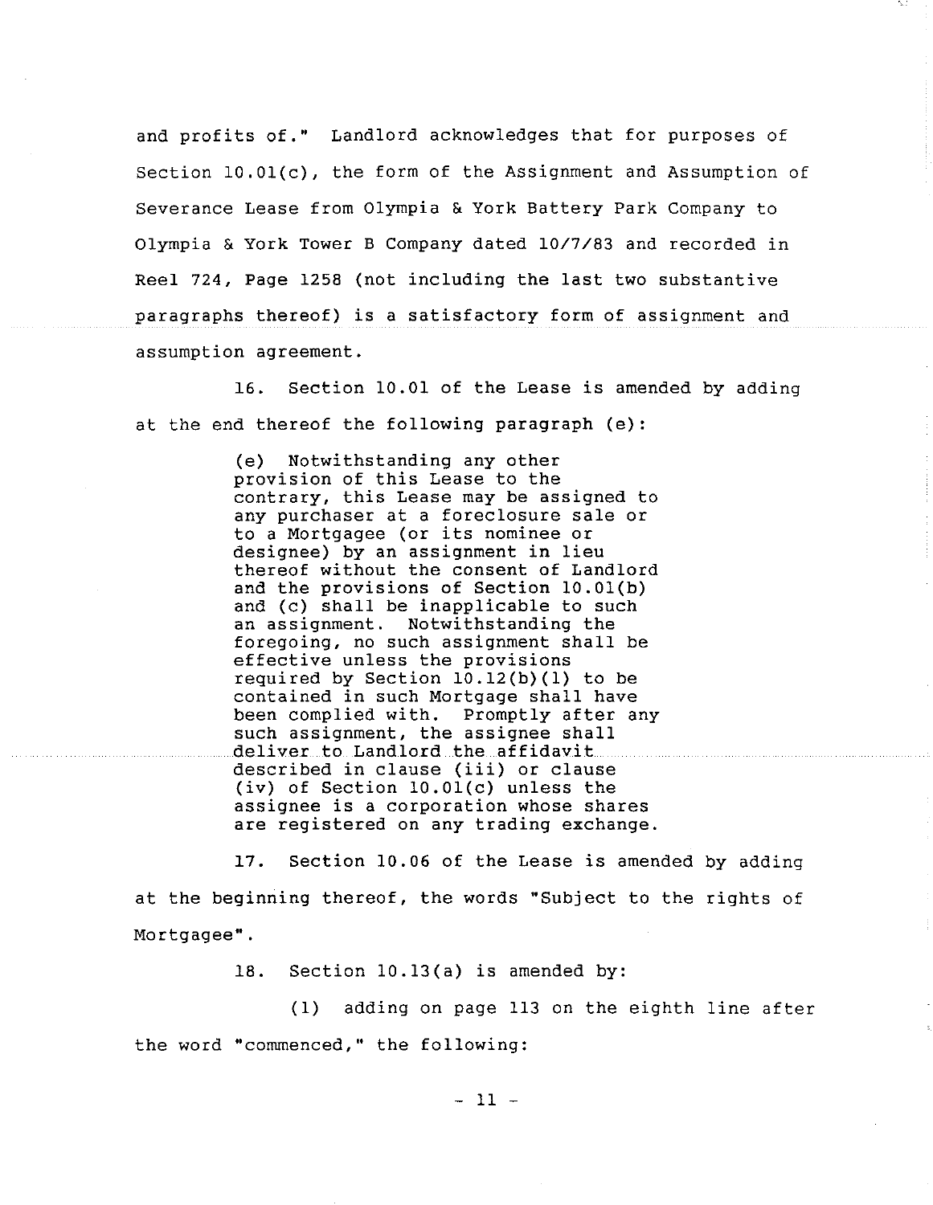and profits of." Landlord acknowledges that for purposes of Section 10.01(c), the form of the Assignment and Assumption of Severance Lease from Olympia & York Battery Park Company to Olympia & York Tower B Company dated 10/7/83 and recorded in Reel 724, Page 1258 (not including the last two substantive paragraphs thereof) is a satisfactory form of assignment and assumption agreement.

16. Section 10.01 of the Lease is amended by adding at the end thereof the following paragraph (e):

> (e) Notwithstanding any other provision of this Lease to the contrary, this Lease may be assigned to any purchaser at a foreclosure sale or to a Mortgagee (or its nominee or designee) by an assignment in lieu thereof without the consent of Landlord and the provisions of Section 10.01(b) and (c) shall be inapplicable to such an assignment. Notwithstanding the foregoing, no such assignment shall be effective unless the provisions required by Section 10.12(b)(1) to be contained in such Mortgage shall have been complied with. Promptly after any such assignment, the assignee shall deliver to Landlord the affidavit described in clause (iii) or clause (iv) of Section 10.01(c) unless the assignee is a corporation whose shares are registered on any trading exchange.

17. Section 10.06 of the Lease is amended by adding at the beginning thereof, the words "Subject to the rights of Mortgagee".

18. Section 10.13(a) is amended by:

(1) adding on page 113 on the eighth line after the word "commenced," the following: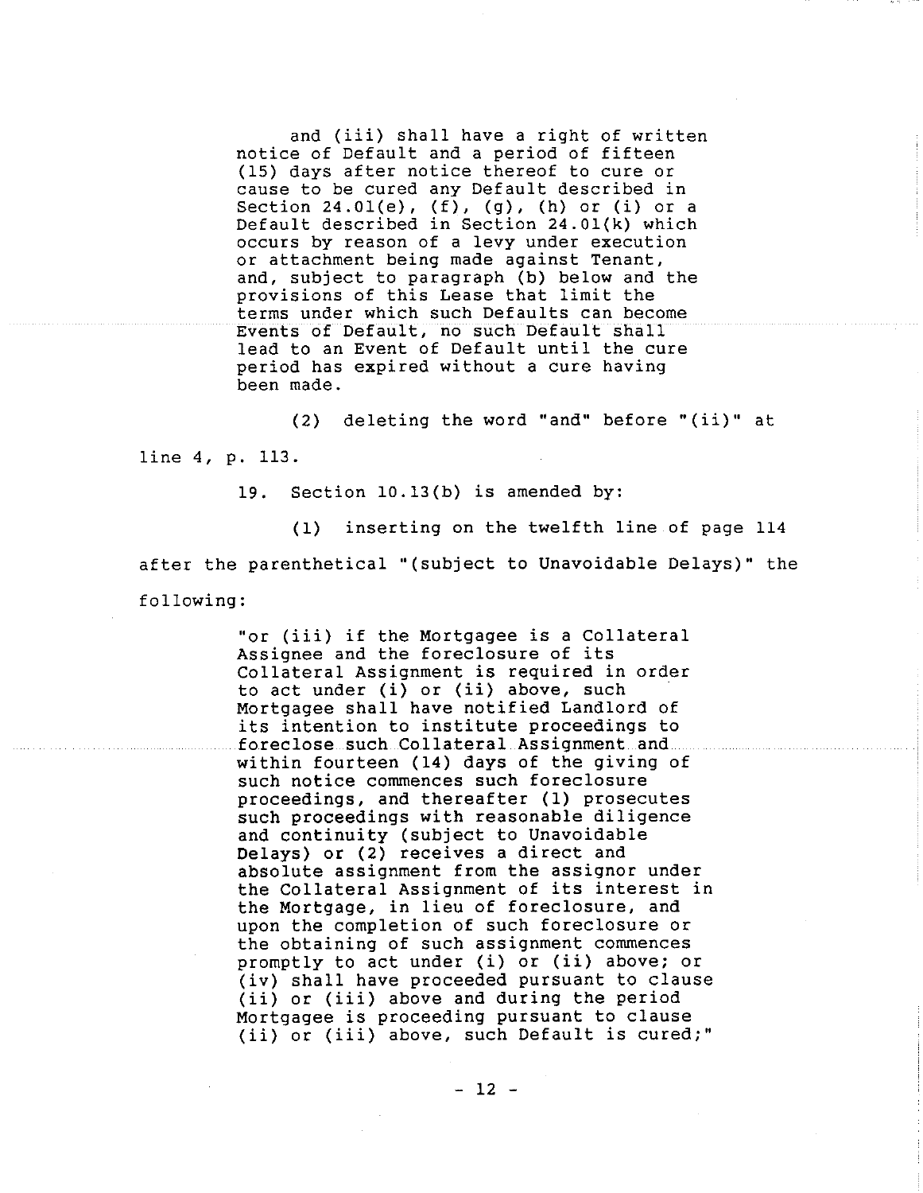and (iii) shall have a right of written notice of Default and a period of fifteen (15) days after notice thereof to cure or cause to be cured any Default described in Section 24.01(e), (f), (g), (h) or (i) or a Default described in Section 24.01(k) which occurs by reason of a levy under execution or attachment being made against Tenant, and, subject to paragraph (b) below and the provisions of this Lease that limit the terms under which such Defaults can become Events of Default, no such Default shall lead to an Event of Default until the cure period has expired without a cure having been made.

(2) deleting the word "and" before "(ii)" at line 4, p. 113.

19. Section 10.13(b) is amended by:

(1) inserting on the twelfth line of page 114 after the parenthetical "(subject to Unavoidable Delays)" the following:

"or (iii) if the Mortgagee is a Collateral Assignee and the foreclosure of its Collateral Assignment is required in order to act under (i) or (ii) above, such Mortgagee shall have notified Landlord of its intention to institute proceedings to foreclose such Collateral Assignment and within fourteen (14) days of the giving of such notice commences such foreclosure proceedings, and thereafter (1) prosecutes such proceedings with reasonable diligence and continuity (subject to Unavoidable Delays) or (2) receives a direct and absolute assignment from the assignor under the Collateral Assignment of its interest in the Mortgage, in lieu of foreclosure, and upon the completion of such foreclosure or the obtaining of such assignment commences promptly to act under (i) or (ii) above; or (iv) shall have proceeded pursuant to clause (ii) or (iii) above and during the period Mortgagee is proceeding pursuant to clause (ii) or (iii) above, such Default is cured;"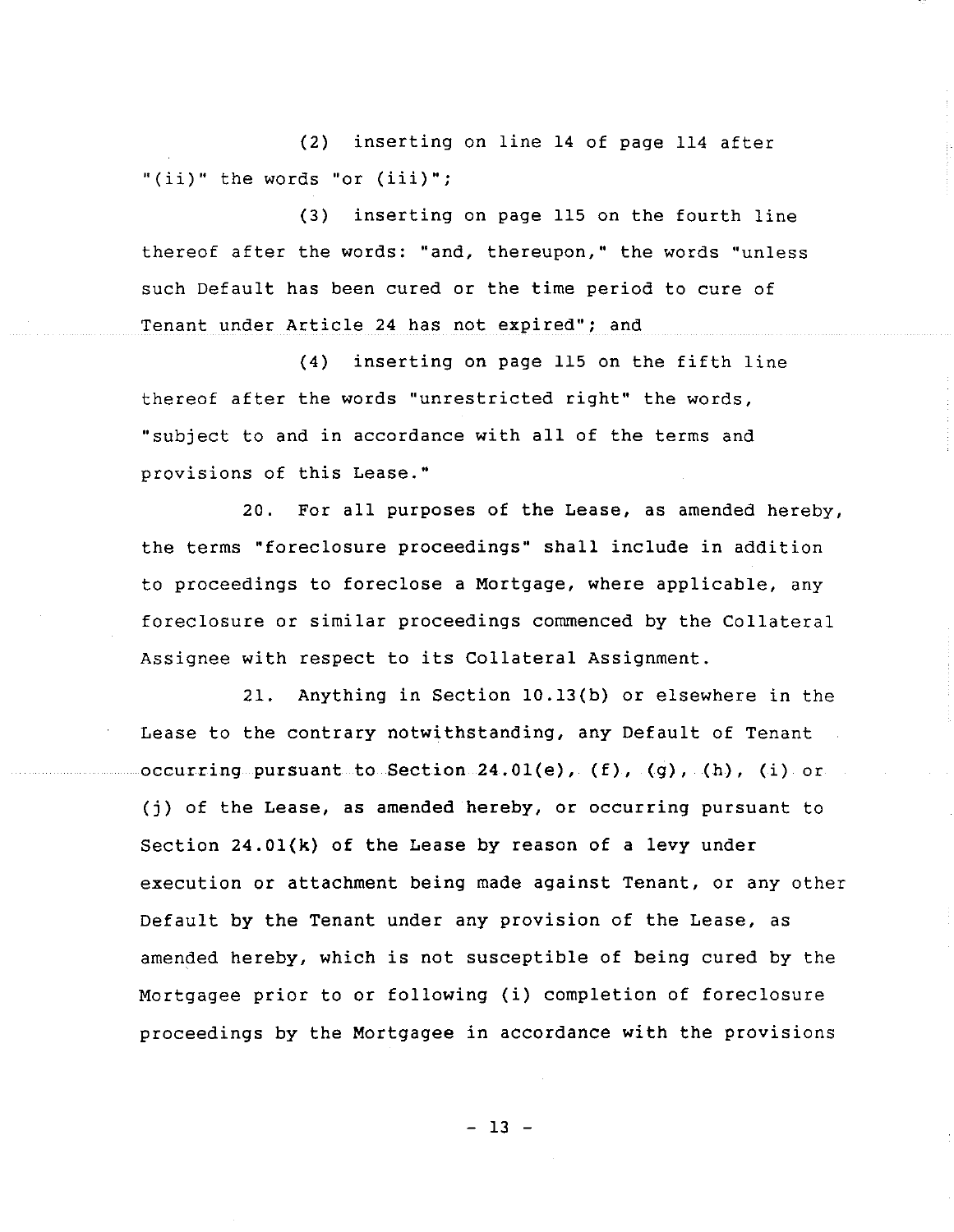(2) inserting on line 14 of page 114 after "(ii)" the words "or (iii)";

(3) inserting on page 115 on the fourth line thereof after the words: "and, thereupon," the words "unless such Default has been cured or the time period to cure of Tenant under Article 24 has not expired"; and

(4) inserting on page 115 on the fifth line thereof after the words "unrestricted right" the words, "subject to and in accordance with all of the terms and provisions of this Lease."

20. For all purposes of the Lease, as amended hereby, the terms "foreclosure proceedings" shall include in addition to proceedings to foreclose a Mortgage, where applicable, any foreclosure or similar proceedings commenced by the Collateral Assignee with respect to its Collateral Assignment.

21. Anything in Section 10.13(b) or elsewhere in the Lease to the contrary notwithstanding, any Default of Tenant occurring pursuant to Section 24.01(e), (f), (g), (h), (i) or (j) of the Lease, as amended hereby, or occurring pursuant to Section 24.01(k) of the Lease by reason of a levy under execution or attachment being made against Tenant, or any other Default by the Tenant under any provision of the Lease, as amended hereby, which is not susceptible of being cured by the Mortgagee prior to or following (i) completion of foreclosure proceedings by the Mortgagee in accordance with the provisions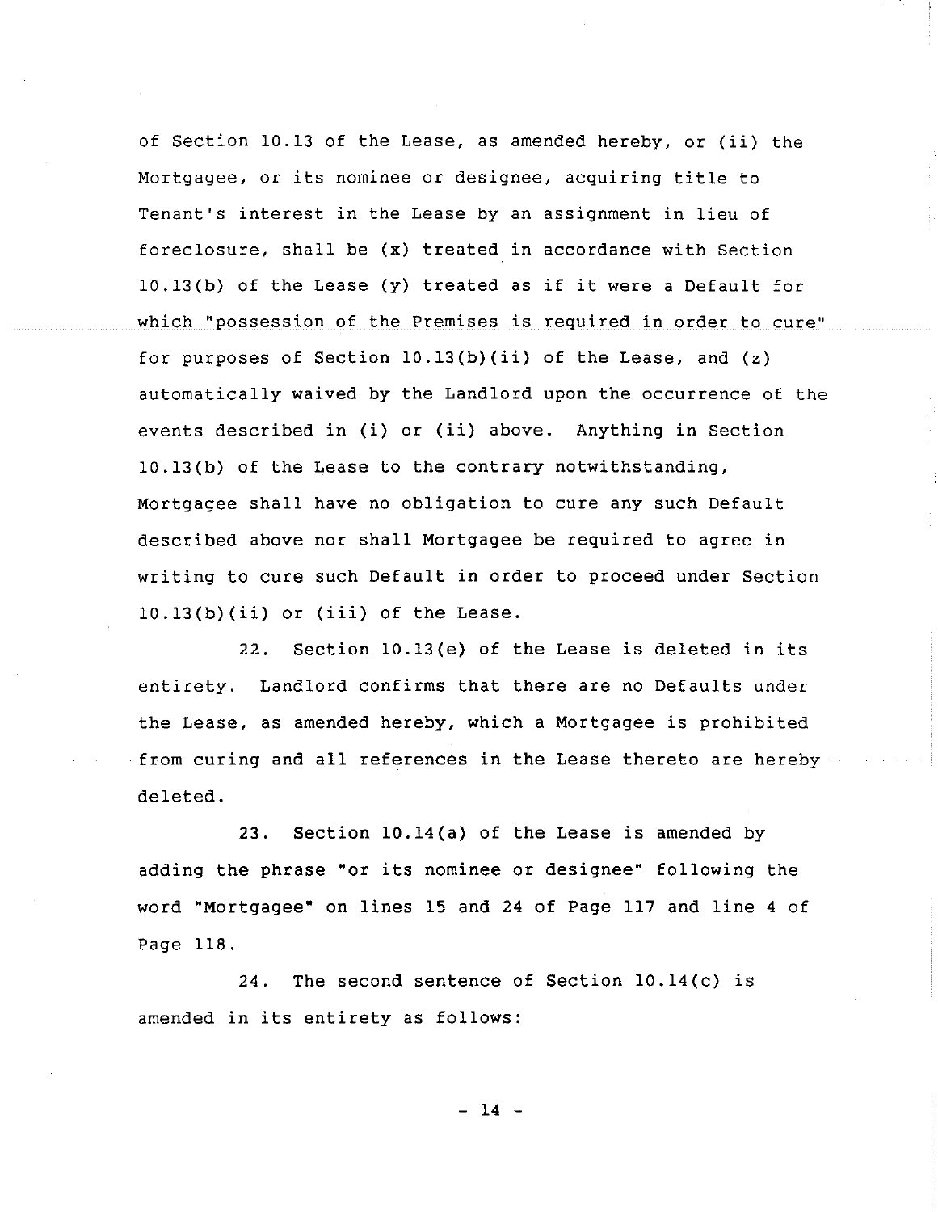of Section 10.13 of the Lease, as amended hereby, or (ii) the Mortgagee, or its nominee or designee, acquiring title to Tenant's interest in the Lease by an assignment in lieu of foreclosure, shall be (x) treated in accordance with Section 10.13(b) of the Lease (y) treated as if it were a Default for which "possession of the Premises is required in order to cure" for purposes of Section 10.13(b)(ii) of the Lease, and (z) automatically waived by the Landlord upon the occurrence of the events described in (i) or (ii) above. Anything in Section 10.13(b) of the Lease to the contrary notwithstanding, Mortgagee shall have no obligation to cure any such Default described above nor shall Mortgagee be required to agree in writing to cure such Default in order to proceed under Section 10.13(b)(ii) or (iii) of the Lease.

22. Section 10.13(e) of the Lease is deleted in its entirety. Landlord confirms that there are no Defaults under the Lease, as amended hereby, which a Mortgagee is prohibited from curing and all references in the Lease thereto are hereby deleted.

23. Section 10.14(a) of the Lease is amended by adding the phrase "or its nominee or designee" following the word "Mortgagee" on lines 15 and 24 of Page 117 and line 4 of Page 118.

24. The second sentence of Section 10.14(c) is amended in its entirety as follows: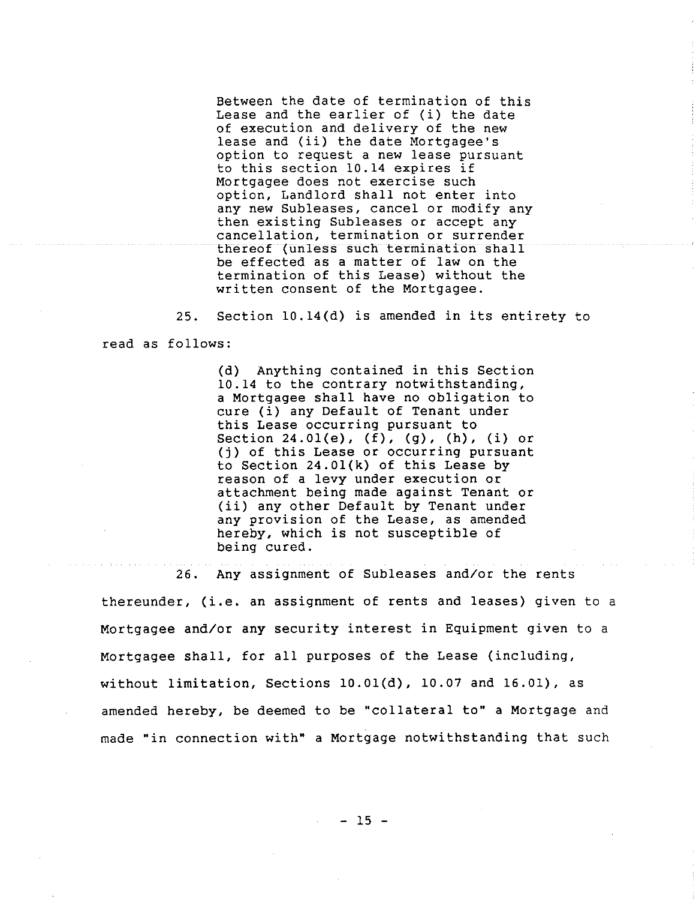> Between the date of termination of this Lease and the earlier of (i) the date of execution and delivery of the new lease and (ii) the date Mortgagee's option to request a new lease pursuant to this section 10.14 expires if Mortgagee does not exercise such option, Landlord shall not enter into any new Subleases, cancel or modify any then existing Subleases or accept any cancellation, termination or surrender thereof (unless such termination shall be effected as a matter of law on the termination of this Lease) without the written consent of the Mortgagee.

25. Section 10.14(d) is amended in its entirety to read as follows:

> (d) Anything contained in this Section 10.14 to the contrary notwithstanding, a Mortgagee shall have no obligation to cure (i) any Default of Tenant under this Lease occurring pursuant to Section 24.01(e), (f), (g), (h), (i) or (j) of this Lease or occurring pursuant to Section 24.01(k) of this Lease by reason of a levy under execution or attachment being made against Tenant or (ii) any other Default by Tenant under any provision of the Lease, as amended hereby, which is not susceptible of being cured.

26. Any assignment of Subleases and/or the rents thereunder, (i.e. an assignment of rents and leases) given to a Mortgagee and/or any security interest in Equipment given to a Mortgagee shall, for all purposes of the Lease (including, without limitation, Sections 10.01(d), 10.07 and 16.01), as amended hereby, be deemed to be "collateral to" a Mortgage and made "in connection with" a Mortgage notwithstanding that such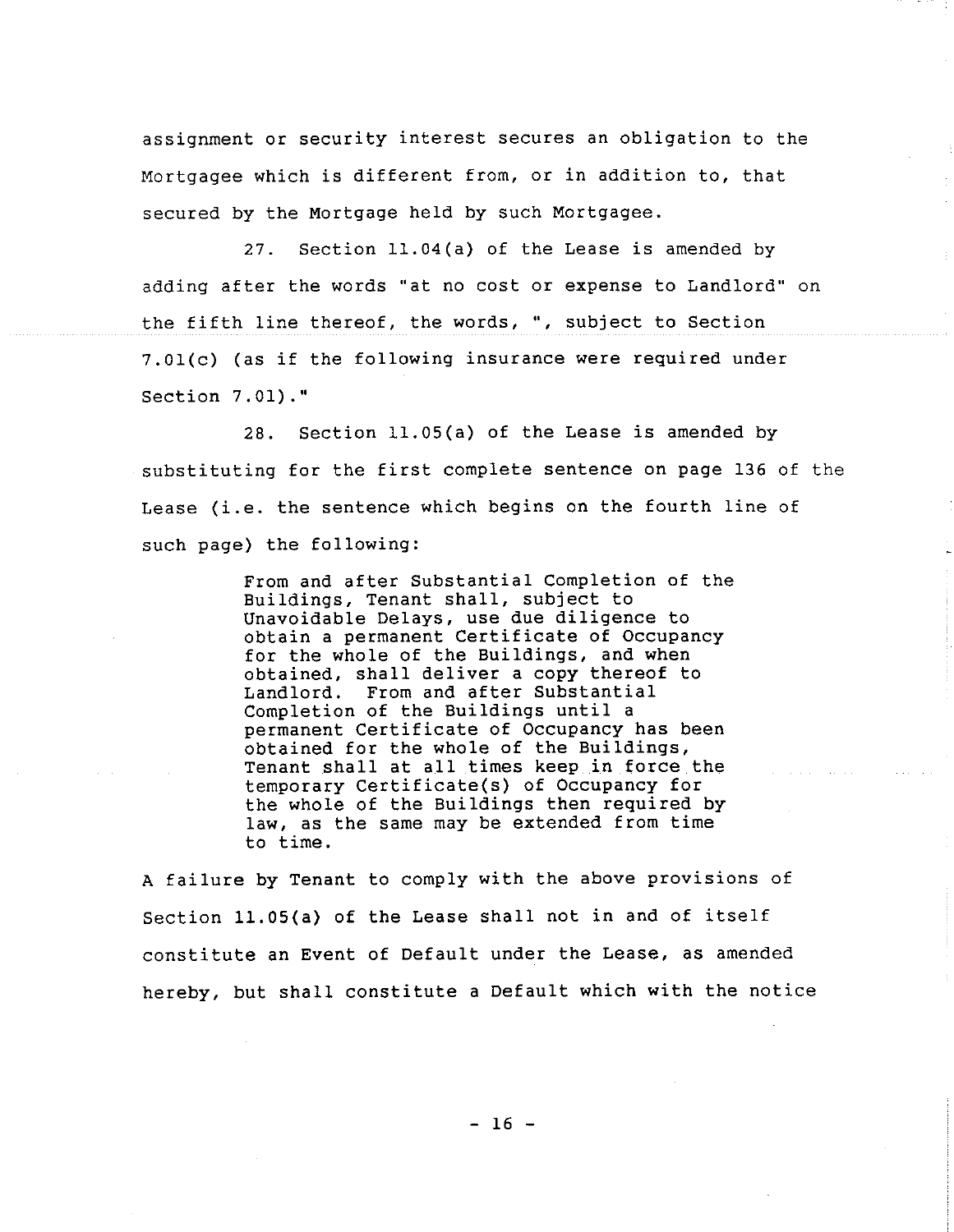assignment or security interest secures an obligation to the Mortgagee which is different from, or in addition to, that secured by the Mortgage held by such Mortgagee.

27. Section 11.04(a) of the Lease is amended by adding after the words "at no cost or expense to Landlord" on the fifth line thereof, the words, ", subject to Section 7.01(c) (as if the following insurance were required under Section 7.01)."

28. Section 11.05(a) of the Lease is amended by substituting for the first complete sentence on page 136 of the Lease (i.e. the sentence which begins on the fourth line of such page) the following:

> From and after Substantial Completion of the Buildings, Tenant shall, subject to Unavoidable Delays, use due diligence to obtain a permanent Certificate of Occupancy for the whole of the Buildings, and when obtained, shall deliver a copy thereof to Landlord. From and after Substantial Completion of the Buildings until a permanent Certificate of Occupancy has been obtained for the whole of the Buildings, Tenant shall at all times keep in force the temporary Certificate(s) of Occupancy for the whole of the Buildings then required by law, as the same may be extended from time to time.

A failure by Tenant to comply with the above provisions of Section 11.05(a) of the Lease shall not in and of itself constitute an Event of Default under the Lease, as amended hereby, but shall constitute a Default which with the notice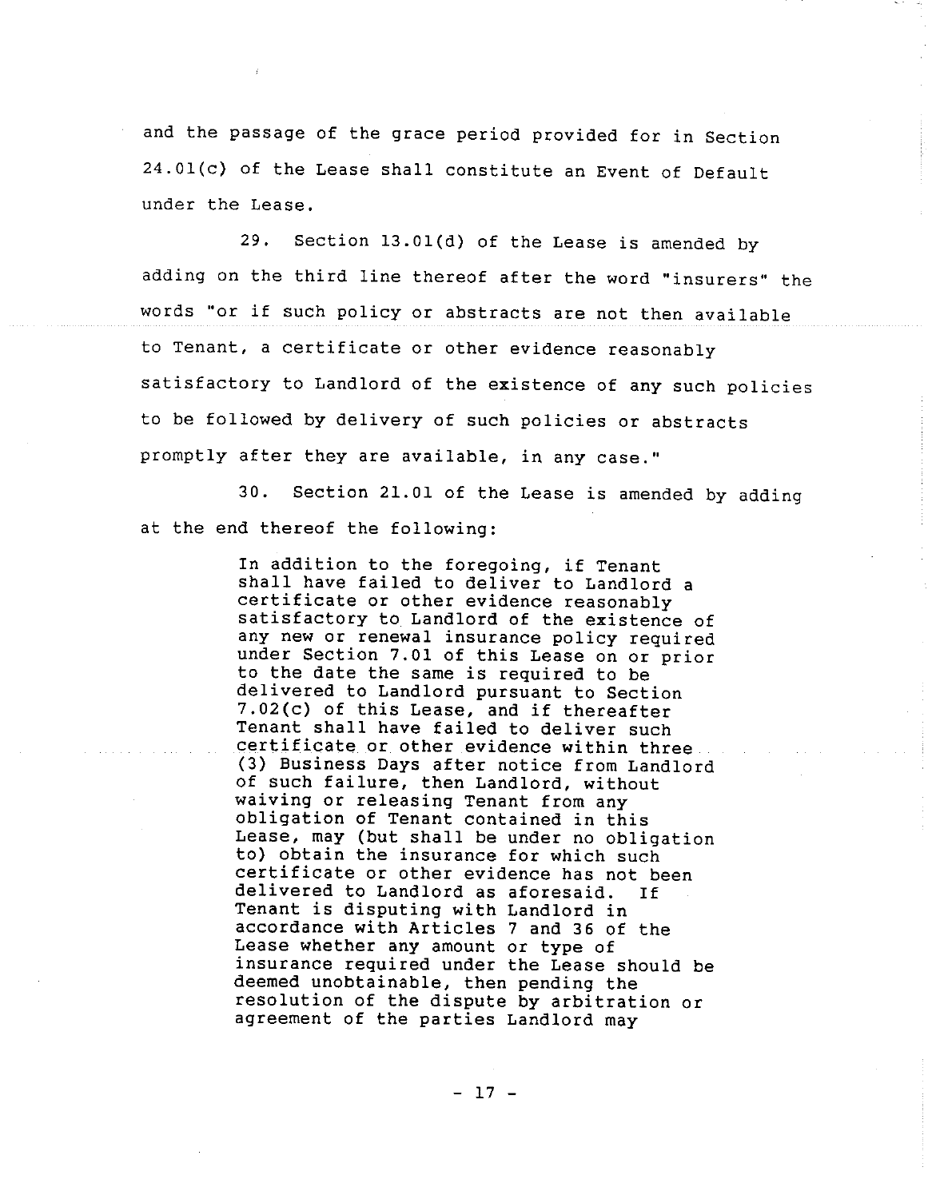and the passage of the grace period provided for in Section 24.01(c) of the Lease shall constitute an Event of Default under the Lease.

29. Section 13.01(d) of the Lease is amended by adding on the third line thereof after the word "insurers" the words "or if such policy or abstracts are not then available to Tenant, a certificate or other evidence reasonably satisfactory to Landlord of the existence of any such policies to be followed by delivery of such policies or abstracts promptly after they are available, in any case."

30. Section 21.01 of the Lease is amended by adding at the end thereof the following:

> In addition to the foregoing, if Tenant shall have failed to deliver to Landlord a certificate or other evidence reasonably satisfactory to Landlord of the existence of any new or renewal insurance policy required under Section 7.01 of this Lease on or prior to the date the same is required to be delivered to Landlord pursuant to Section 7.02(c) of this Lease, and if thereafter Tenant shall have failed to deliver such certificate or other evidence within three (3) Business Days after notice from Landlord of such failure, then Landlord, without waiving or releasing Tenant from any obligation of Tenant contained in this Lease, may (but shall be under no obligation to) obtain the insurance for which such certificate or other evidence has not been delivered to Landlord as aforesaid. If Tenant is disputing with Landlord in accordance with Articles 7 and 36 of the Lease whether any amount or type of insurance required under the Lease should be deemed unobtainable, then pending the resolution of the dispute by arbitration or agreement of the parties Landlord may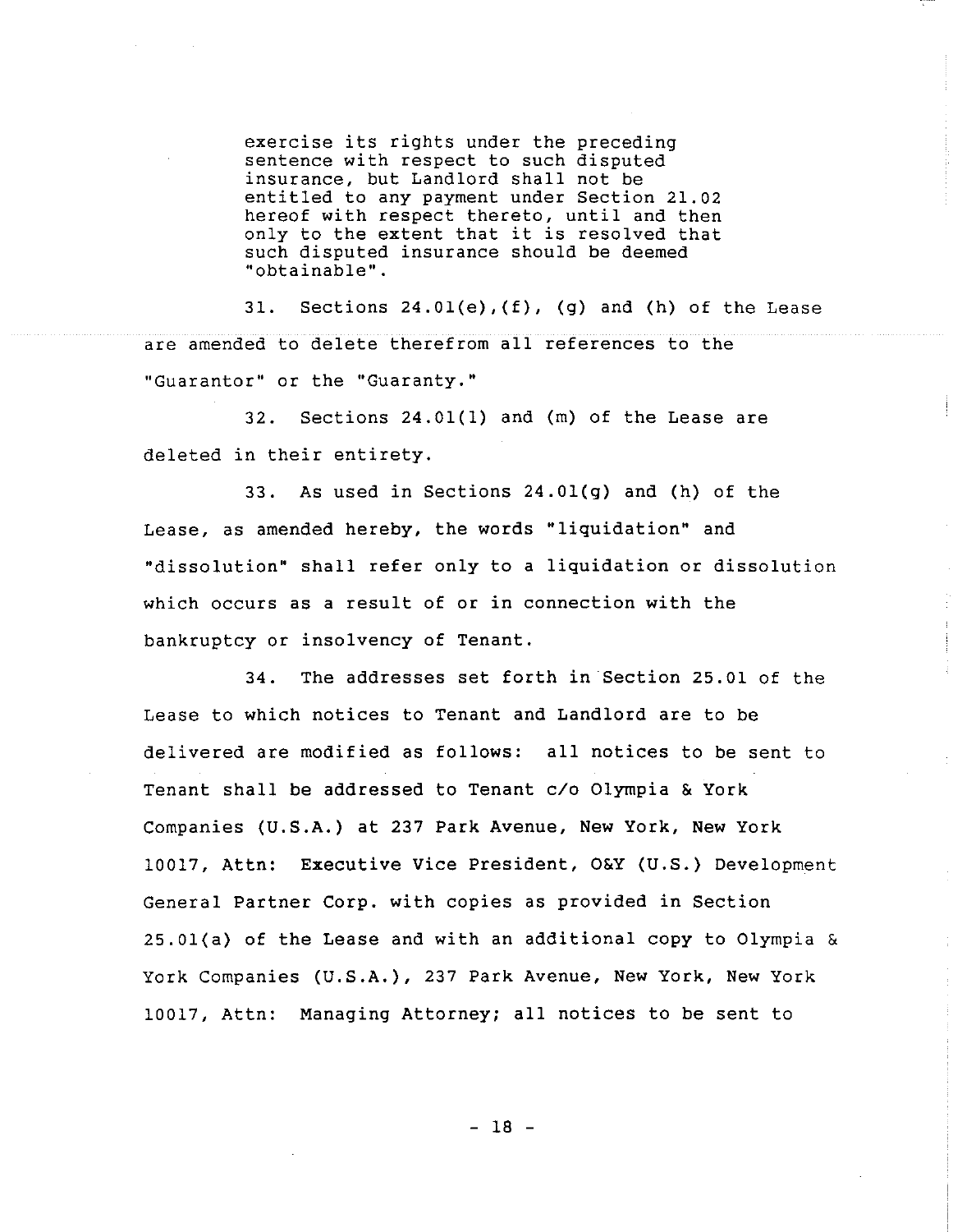exercise its rights under the preceding sentence with respect to such disputed insurance, but Landlord shall not be entitled to any payment under Section 21.02 hereof with respect thereto, until and then only to the extent that it is resolved that such disputed insurance should be deemed "obtainable".

31. Sections 24.01(e),(f), (g) and (h) of the Lease are amended to delete therefrom all references to the "Guarantor" or the "Guaranty."

32. Sections 24.01(l) and (m) of the Lease are deleted in their entirety.

33. As used in Sections 24.01(g) and (h) of the Lease, as amended hereby, the words "liquidation" and "dissolution" shall refer only to a liquidation or dissolution which occurs as a result of or in connection with the bankruptcy or insolvency of Tenant.

34. The addresses set forth in Section 25.01 of the Lease to which notices to Tenant and Landlord are to be delivered are modified as follows: all notices to be sent to Tenant shall be addressed to Tenant c/o Olympia & York Companies (U.S.A.) at 237 Park Avenue, New York, New York 10017, Attn: Executive Vice President, O&Y (U.S.) Development General Partner Corp. with copies as provided in Section 25.01(a) of the Lease and with an additional copy to Olympia & York Companies (U.S.A.), 237 Park Avenue, New York, New York 10017, Attn: Managing Attorney; all notices to be sent to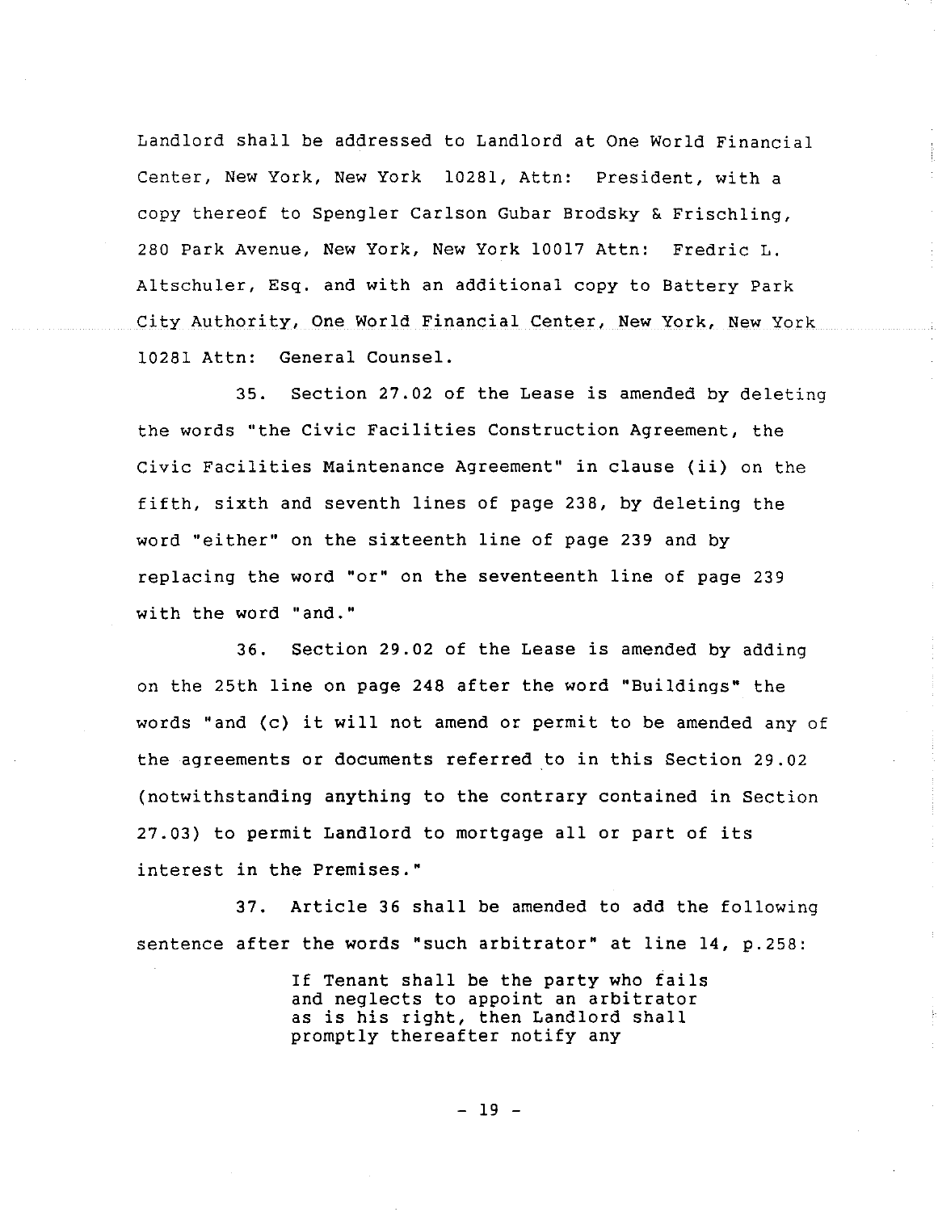Landlord shall be addressed to Landlord at One World Financial Center, New York, New York 10281, Attn: President, with a copy thereof to Spengler Carlson Gubar Brodsky & Frischling, 280 Park Avenue, New York, New York 10017 Attn: Fredric L. Altschuler, Esq. and with an additional copy to Battery Park City Authority, One World Financial Center, New York, New York 10281 Attn: General Counsel.

35. Section 27.02 of the Lease is amended by deleting the words "the Civic Facilities Construction Agreement, the Civic Facilities Maintenance Agreement" in clause (ii) on the fifth, sixth and seventh lines of page 238, by deleting the word "either" on the sixteenth line of page 239 and by replacing the word "or" on the seventeenth line of page 239 with the word "and."

36. Section 29.02 of the Lease is amended by adding on the 25th line on page 248 after the word "Buildings" the words "and (c) it will not amend or permit to be amended any of the agreements or documents referred to in this Section 29.02 (notwithstanding anything to the contrary contained in Section 27.03) to permit Landlord to mortgage all or part of its interest in the Premises."

37. Article 36 shall be amended to add the following sentence after the words "such arbitrator" at line 14, p.258:

> If Tenant shall be the party who fails and neglects to appoint an arbitrator as is his right, then Landlord shall promptly thereafter notify any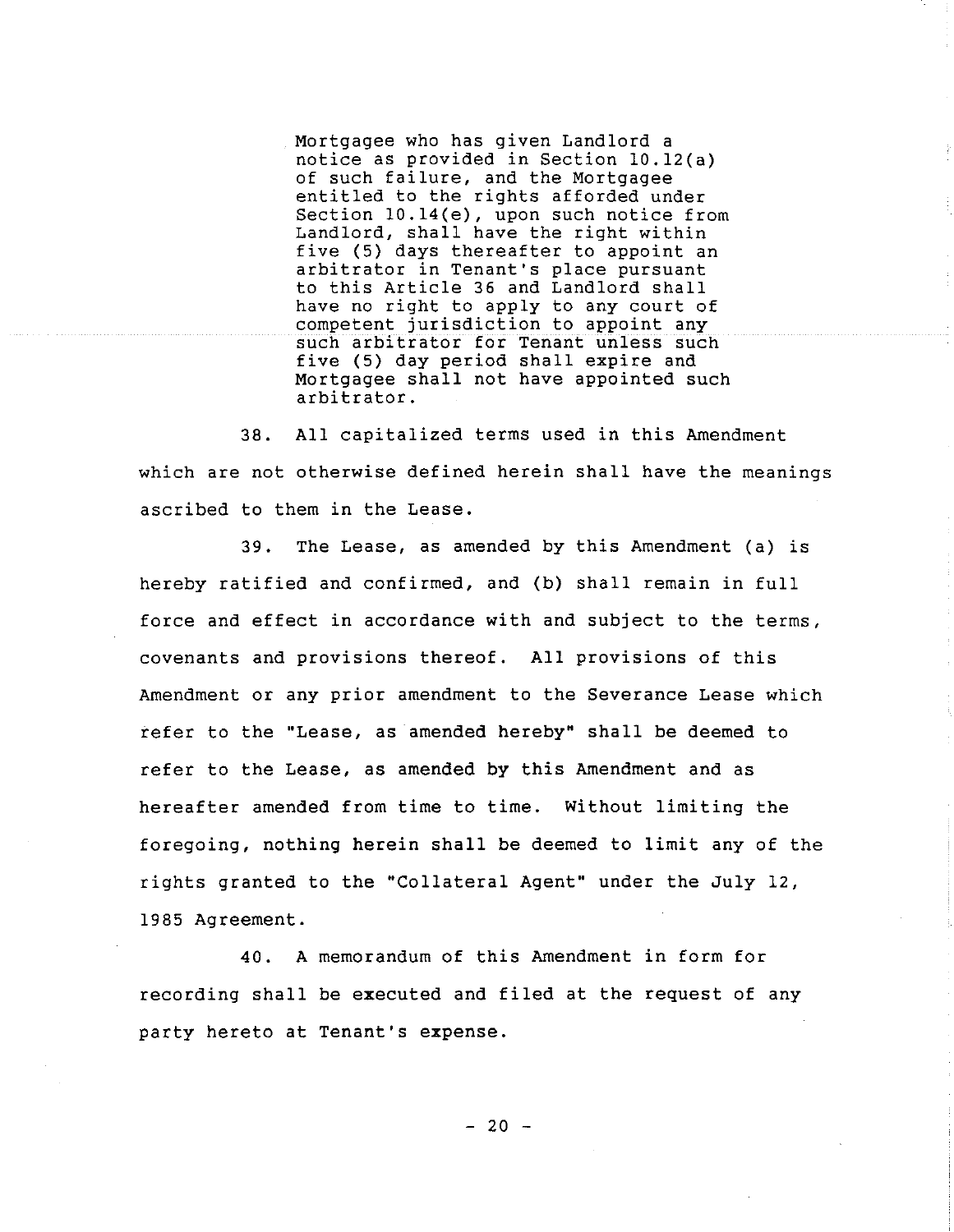Mortgagee who has given Landlord a notice as provided in Section 10.12(a) of such failure, and the Mortgagee entitled to the rights afforded under Section 10.14(e), upon such notice from Landlord, shall have the right within five (5) days thereafter to appoint an arbitrator in Tenant's place pursuant to this Article 36 and Landlord shall have no right to apply to any court of competent jurisdiction to appoint any such arbitrator for Tenant unless such five (5) day period shall expire and Mortgagee shall not have appointed such arbitrator.

38. All capitalized terms used in this Amendment which are not otherwise defined herein shall have the meanings ascribed to them in the Lease.

39. The Lease, as amended by this Amendment (a) is hereby ratified and confirmed, and (b) shall remain in full force and effect in accordance with and subject to the terms, covenants and provisions thereof. All provisions of this Amendment or any prior amendment to the Severance Lease which refer to the "Lease, as amended hereby" shall be deemed to refer to the Lease, as amended by this Amendment and as hereafter amended from time to time. Without limiting the foregoing, nothing herein shall be deemed to limit any of the rights granted to the "Collateral Agent" under the July 12, 1985 Agreement.

40. A memorandum of this Amendment in form for recording shall be executed and filed at the request of any party hereto at Tenant's expense.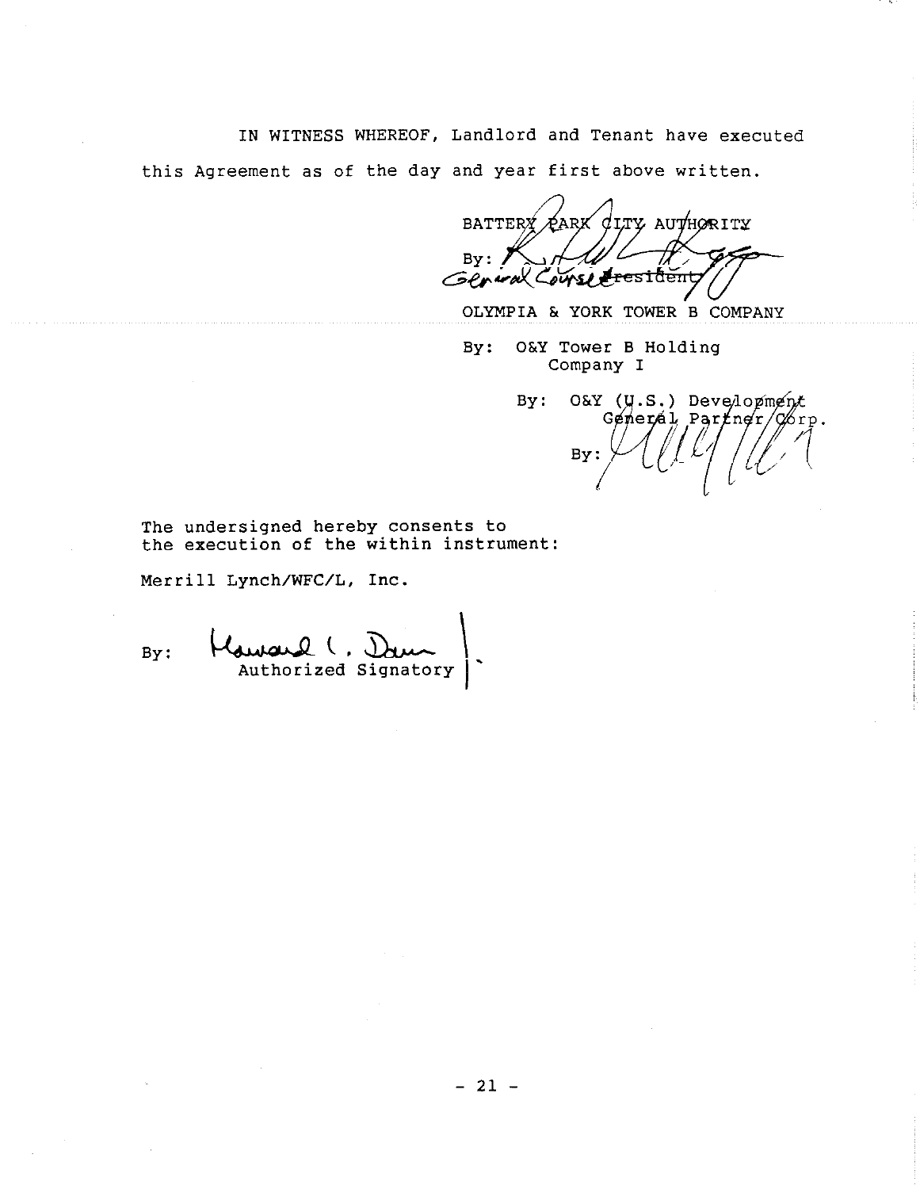IN WITNESS WHEREOF, Landlord and Tenant have executed this Agreement as of the day and year first above written.

BATTERY PARK CITY AUTHORITY

By: 
General Counsel ~~President~~

OLYMPIA & YORK TOWER B COMPANY

By: O&Y Tower B Holding Company I

By: O&Y (U.S.) Development General Partner Corp.

By: 

The undersigned hereby consents to the execution of the within instrument:

Merrill Lynch/WFC/L, Inc.

By: 
Authorized Signatory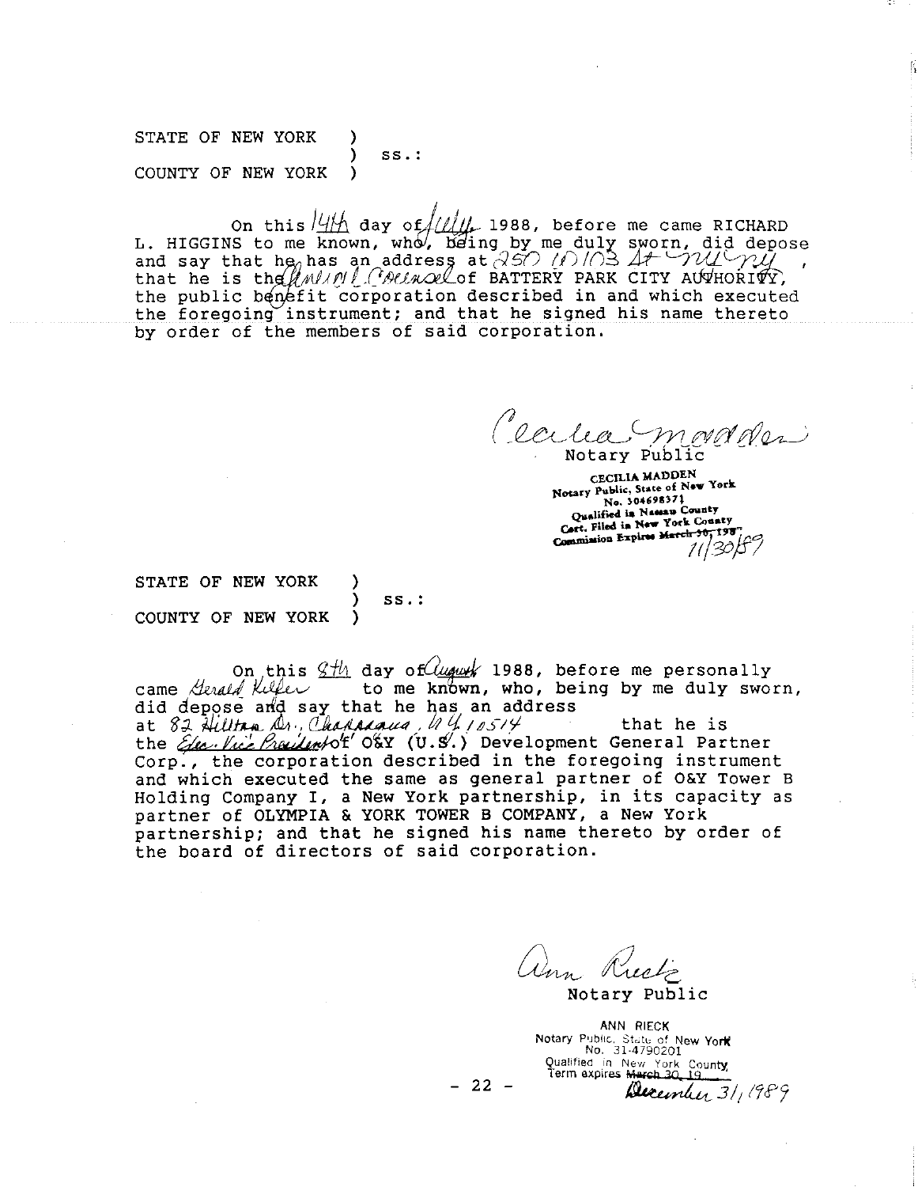STATE OF NEW YORK )
) ss.:
COUNTY OF NEW YORK )

On this 14th day of July 1988, before me came RICHARD L. HIGGINS to me known, who, being by me duly sworn, did depose and say that he has an address at 250 W 103 St NY NY, that he is the General Counsel of BATTERY PARK CITY AUTHORITY, the public benefit corporation described in and which executed the foregoing instrument; and that he signed his name thereto by order of the members of said corporation.

Cecilia Madden
Notary Public

CECILIA MADDEN
Notary Public, State of New York
No. 30469837
Qualified in Nassau County
Cert. Filed in New York County
Commission Expires ~~March 30, 198~~ 11/30/89

STATE OF NEW YORK )
) ss.:
COUNTY OF NEW YORK )

On this 8th day of August 1988, before me personally came Gerald Kilfer to me known, who, being by me duly sworn, did depose and say that he has an address at 82 Hilltop Dr., Chappaqua, N.Y. 10514 that he is the Exec. Vice President of O&Y (U.S.) Development General Partner Corp., the corporation described in the foregoing instrument and which executed the same as general partner of O&Y Tower B Holding Company I, a New York partnership, in its capacity as partner of OLYMPIA & YORK TOWER B COMPANY, a New York partnership; and that he signed his name thereto by order of the board of directors of said corporation.

Ann Rieck
Notary Public

ANN RIECK
Notary Public, State of New York
No. 31-4790201
Qualified in New York County
Term expires ~~March 30, 19~~ December 31, 1989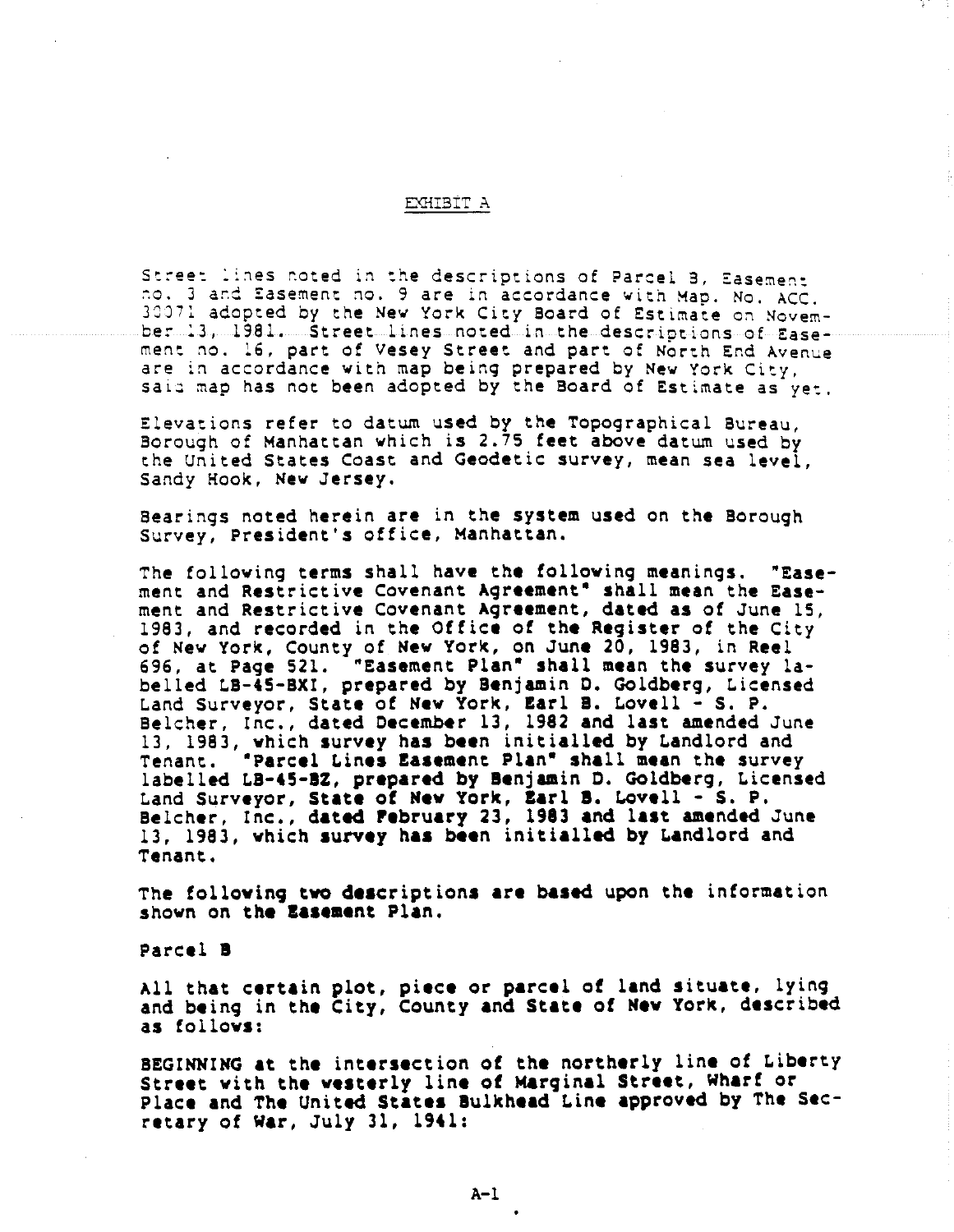EXHIBIT A

Street lines noted in the descriptions of Parcel B, Easement no. 3 and Easement no. 9 are in accordance with Map. No. ACC. 30071 adopted by the New York City Board of Estimate on November 13, 1981. Street lines noted in the descriptions of Easement no. 16, part of Vesey Street and part of North End Avenue are in accordance with map being prepared by New York City, said map has not been adopted by the Board of Estimate as yet.

Elevations refer to datum used by the Topographical Bureau, Borough of Manhattan which is 2.75 feet above datum used by the United States Coast and Geodetic survey, mean sea level, Sandy Hook, New Jersey.

Bearings noted herein are in the system used on the Borough Survey, President's office, Manhattan.

The following terms shall have the following meanings. "Easement and Restrictive Covenant Agreement" shall mean the Easement and Restrictive Covenant Agreement, dated as of June 15, 1983, and recorded in the Office of the Register of the City of New York, County of New York, on June 20, 1983, in Reel 696, at Page 521. "Easement Plan" shall mean the survey labelled LB-45-BXI, prepared by Benjamin D. Goldberg, Licensed Land Surveyor, State of New York, Earl B. Lovell - S. P. Belcher, Inc., dated December 13, 1982 and last amended June 13, 1983, which survey has been initialled by Landlord and Tenant. "Parcel Lines Easement Plan" shall mean the survey labelled LB-45-BZ, prepared by Benjamin D. Goldberg, Licensed Land Surveyor, State of New York, Earl B. Lovell - S. P. Belcher, Inc., dated February 23, 1983 and last amended June 13, 1983, which survey has been initialled by Landlord and Tenant.

The following two descriptions are based upon the information shown on the Easement Plan.

Parcel B

All that certain plot, piece or parcel of land situate, lying and being in the City, County and State of New York, described as follows:

BEGINNING at the intersection of the northerly line of Liberty Street with the westerly line of Marginal Street, Wharf or Place and The United States Bulkhead Line approved by The Secretary of War, July 31, 1941: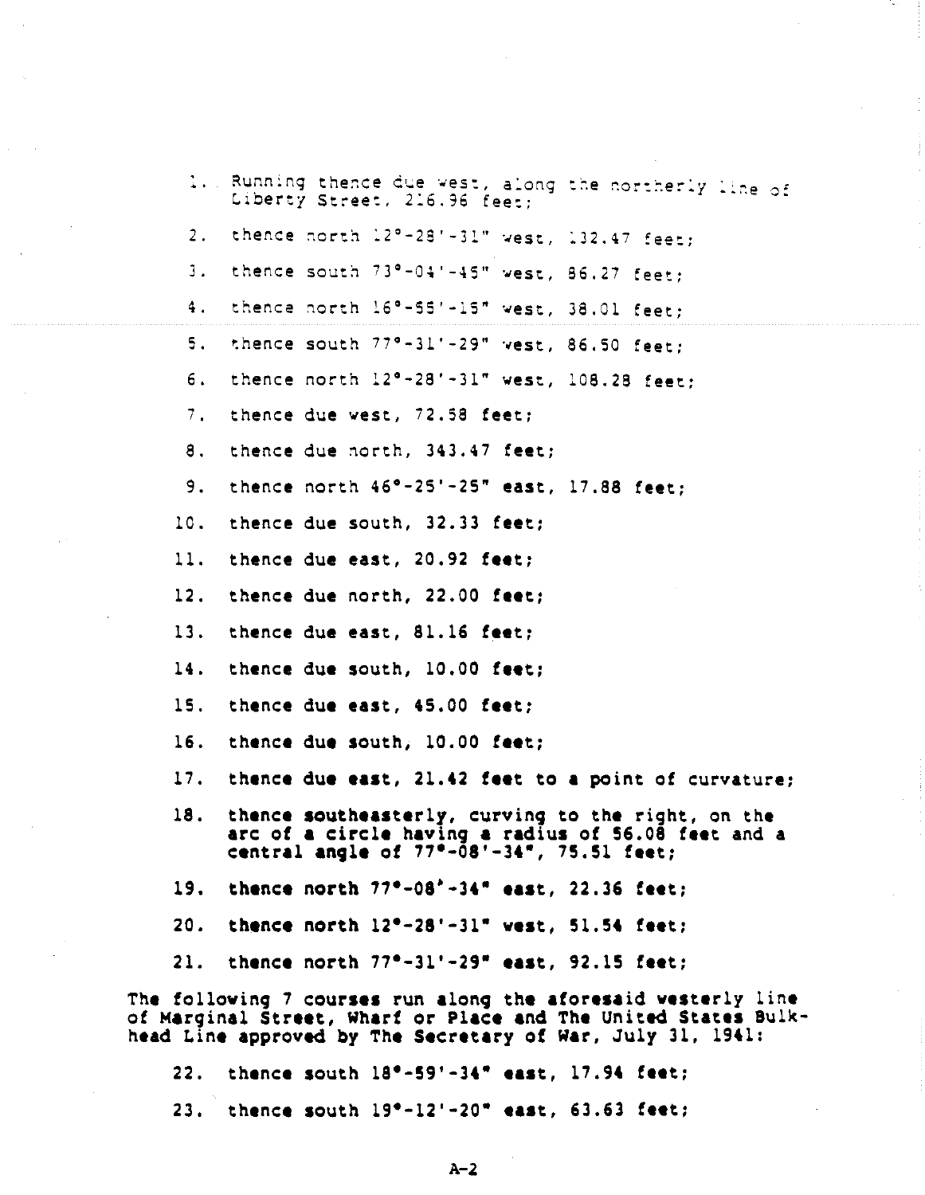1. Running thence due west, along the northerly line of Liberty Street, 216.96 feet;
2. thence north 12°-28'-31" west, 132.47 feet;
3. thence south 73°-04'-45" west, 86.27 feet;
4. thence north 16°-55'-15" west, 38.01 feet;
5. thence south 77°-31'-29" west, 86.50 feet;
6. thence north 12°-28'-31" west, 108.28 feet;
7. thence due west, 72.58 feet;
8. thence due north, 343.47 feet;
9. thence north 46°-25'-25" east, 17.88 feet;
10. thence due south, 32.33 feet;
11. thence due east, 20.92 feet;
12. thence due north, 22.00 feet;
13. thence due east, 81.16 feet;
14. thence due south, 10.00 feet;
15. thence due east, 45.00 feet;
16. thence due south, 10.00 feet;
17. thence due east, 21.42 feet to a point of curvature;
18. thence southeasterly, curving to the right, on the arc of a circle having a radius of 56.08 feet and a central angle of 77°-08'-34", 75.51 feet;
19. thence north 77°-08'-34" east, 22.36 feet;
20. thence north 12°-28'-31" west, 51.54 feet;
21. thence north 77°-31'-29" east, 92.15 feet;

The following 7 courses run along the aforesaid westerly line of Marginal Street, Wharf or Place and The United States Bulkhead Line approved by The Secretary of War, July 31, 1941:

22. thence south 18°-59'-34" east, 17.94 feet;
23. thence south 19°-12'-20" east, 63.63 feet;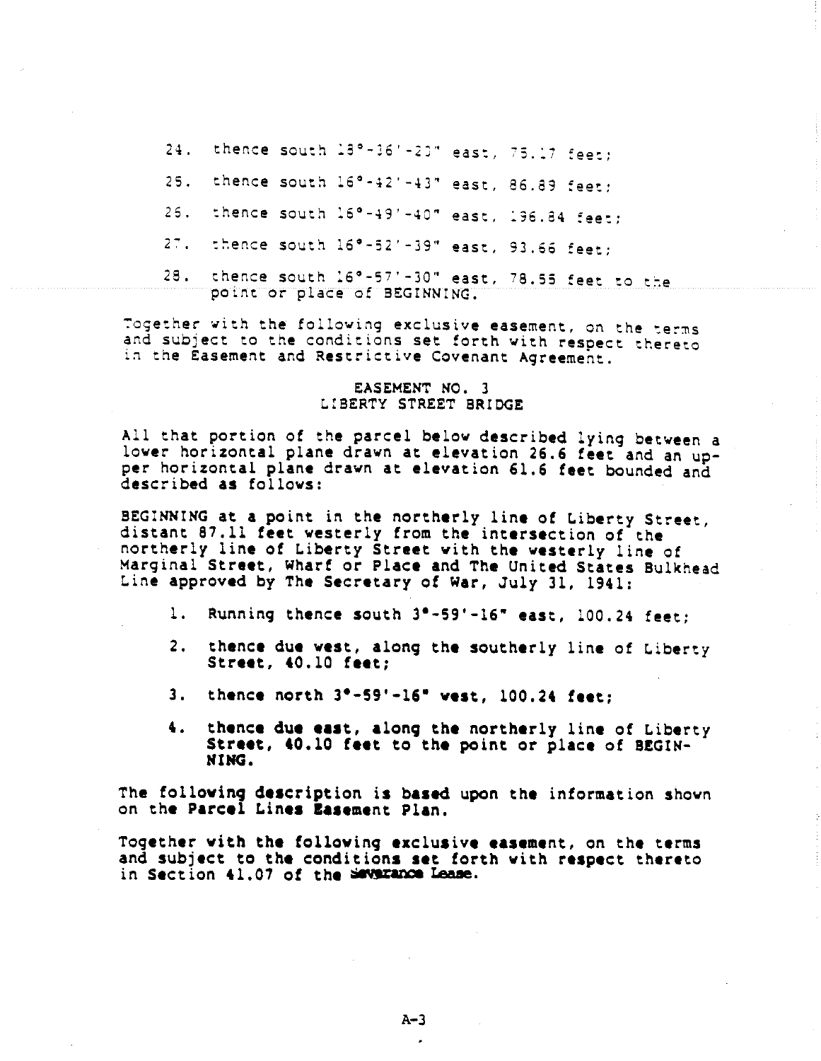24. thence south 18°-36'-23" east, 75.17 feet;

25. thence south 16°-42'-43" east, 86.89 feet;

26. thence south 16°-49'-40" east, 196.84 feet;

27. thence south 16°-52'-39" east, 93.66 feet;

28. thence south 16°-57'-30" east, 78.55 feet to the point or place of BEGINNING.

Together with the following exclusive easement, on the terms and subject to the conditions set forth with respect thereto in the Easement and Restrictive Covenant Agreement.

EASEMENT NO. 3
LIBERTY STREET BRIDGE

All that portion of the parcel below described lying between a lower horizontal plane drawn at elevation 26.6 feet and an upper horizontal plane drawn at elevation 61.6 feet bounded and described as follows:

BEGINNING at a point in the northerly line of Liberty Street, distant 87.11 feet westerly from the intersection of the northerly line of Liberty Street with the westerly line of Marginal Street, Wharf or Place and The United States Bulkhead Line approved by The Secretary of War, July 31, 1941:

1. Running thence south 3°-59'-16" east, 100.24 feet;

2. thence due west, along the southerly line of Liberty Street, 40.10 feet;

3. thence north 3°-59'-16" west, 100.24 feet;

4. thence due east, along the northerly line of Liberty Street, 40.10 feet to the point or place of BEGINNING.

The following description is based upon the information shown on the Parcel Lines Easement Plan.

Together with the following exclusive easement, on the terms and subject to the conditions set forth with respect thereto in Section 41.07 of the Severance Lease.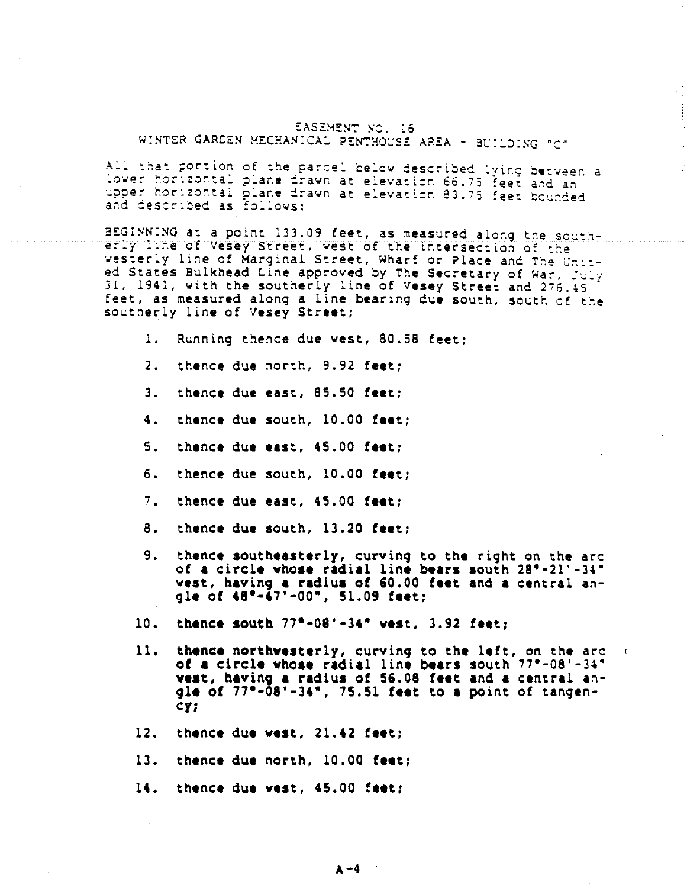# EASEMENT NO. 16
## WINTER GARDEN MECHANICAL PENTHOUSE AREA - BUILDING "C"

All that portion of the parcel below described lying between a lower horizontal plane drawn at elevation 66.75 feet and an upper horizontal plane drawn at elevation 83.75 feet bounded and described as follows:

BEGINNING at a point 133.09 feet, as measured along the southerly line of Vesey Street, west of the intersection of the westerly line of Marginal Street, Wharf or Place and The United States Bulkhead Line approved by The Secretary of War, July 31, 1941, with the southerly line of Vesey Street and 276.45 feet, as measured along a line bearing due south, south of the southerly line of Vesey Street;

1. Running thence due west, 80.58 feet;
2. thence due north, 9.92 feet;
3. thence due east, 85.50 feet;
4. thence due south, 10.00 feet;
5. thence due east, 45.00 feet;
6. thence due south, 10.00 feet;
7. thence due east, 45.00 feet;
8. thence due south, 13.20 feet;
9. thence southeasterly, curving to the right on the arc of a circle whose radial line bears south 28°-21'-34" west, having a radius of 60.00 feet and a central angle of 48°-47'-00", 51.09 feet;
10. thence south 77°-08'-34" west, 3.92 feet;
11. thence northwesterly, curving to the left, on the arc of a circle whose radial line bears south 77°-08'-34" west, having a radius of 56.08 feet and a central angle of 77°-08'-34", 75.51 feet to a point of tangency;
12. thence due west, 21.42 feet;
13. thence due north, 10.00 feet;
14. thence due west, 45.00 feet;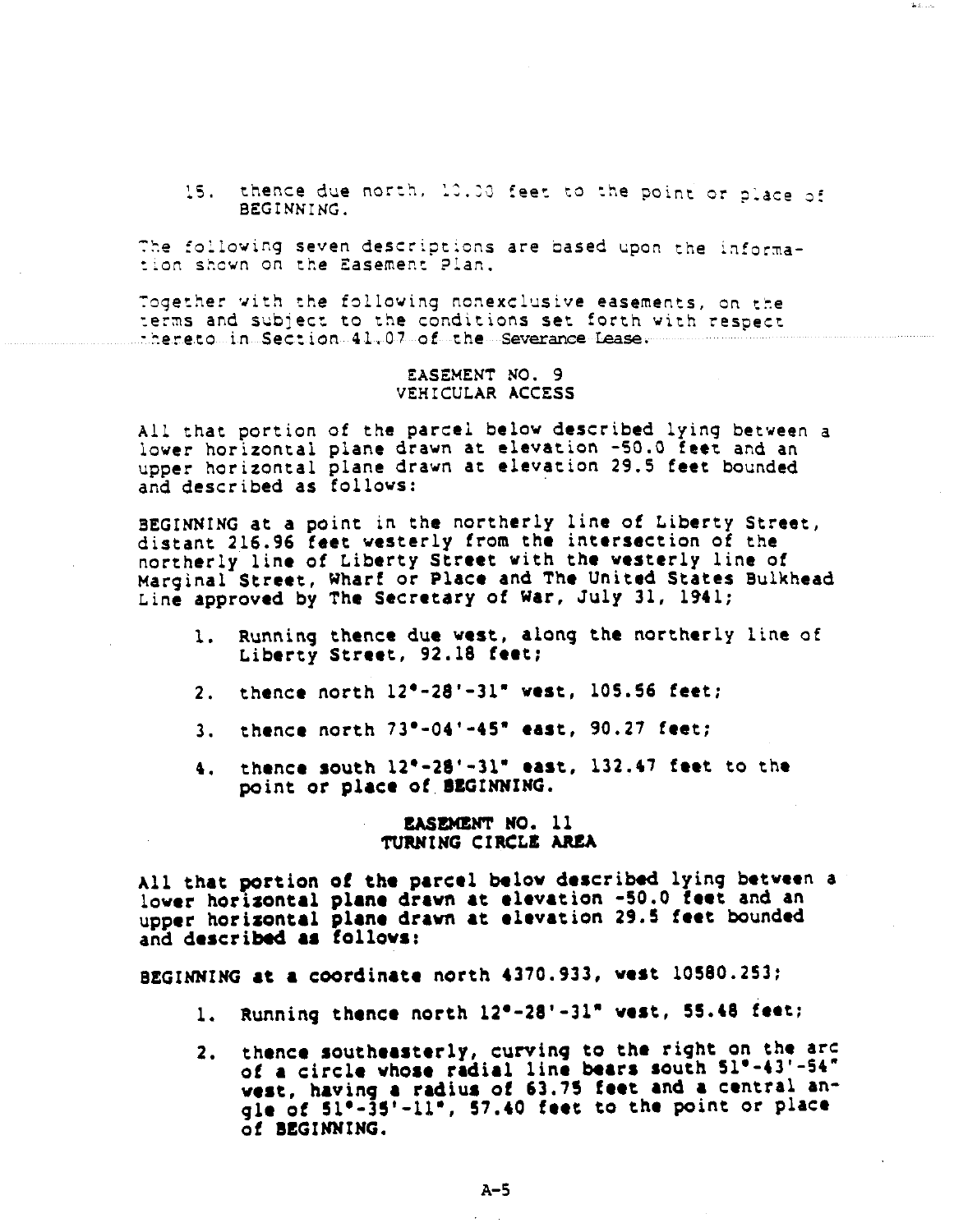15. thence due north, 10.00 feet to the point or place of BEGINNING.

The following seven descriptions are based upon the information shown on the Easement Plan.

Together with the following nonexclusive easements, on the terms and subject to the conditions set forth with respect thereto in Section 41.07 of the Severance Lease.

EASEMENT NO. 9
VEHICULAR ACCESS

All that portion of the parcel below described lying between a lower horizontal plane drawn at elevation -50.0 feet and an upper horizontal plane drawn at elevation 29.5 feet bounded and described as follows:

BEGINNING at a point in the northerly line of Liberty Street, distant 216.96 feet westerly from the intersection of the northerly line of Liberty Street with the westerly line of Marginal Street, Wharf or Place and The United States Bulkhead Line approved by The Secretary of War, July 31, 1941;

1. Running thence due west, along the northerly line of Liberty Street, 92.18 feet;
2. thence north 12°-28'-31" west, 105.56 feet;
3. thence north 73°-04'-45" east, 90.27 feet;
4. thence south 12°-28'-31" east, 132.47 feet to the point or place of BEGINNING.

EASEMENT NO. 11
TURNING CIRCLE AREA

All that portion of the parcel below described lying between a lower horizontal plane drawn at elevation -50.0 feet and an upper horizontal plane drawn at elevation 29.5 feet bounded and described as follows:

BEGINNING at a coordinate north 4370.933, west 10580.253;

1. Running thence north 12°-28'-31" west, 55.48 feet;
2. thence southeasterly, curving to the right on the arc of a circle whose radial line bears south 51°-43'-54" west, having a radius of 63.75 feet and a central angle of 51°-35'-11", 57.40 feet to the point or place of BEGINNING.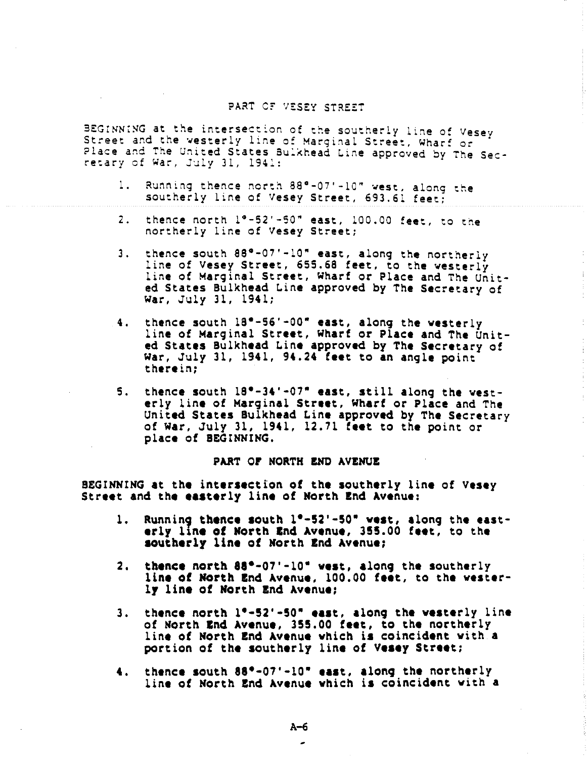### PART OF VESEY STREET

BEGINNING at the intersection of the southerly line of Vesey Street and the westerly line of Marginal Street, Wharf or Place and The United States Bulkhead Line approved by The Secretary of War, July 31, 1941:

1. Running thence north 88°-07'-10" west, along the southerly line of Vesey Street, 693.61 feet;
2. thence north 1°-52'-50" east, 100.00 feet, to the northerly line of Vesey Street;
3. thence south 88°-07'-10" east, along the northerly line of Vesey Street, 655.68 feet, to the westerly line of Marginal Street, Wharf or Place and The United States Bulkhead Line approved by The Secretary of War, July 31, 1941;
4. thence south 18°-56'-00" east, along the westerly line of Marginal Street, Wharf or Place and The United States Bulkhead Line approved by The Secretary of War, July 31, 1941, 94.24 feet to an angle point therein;
5. thence south 18°-34'-07" east, still along the westerly line of Marginal Street, Wharf or Place and The United States Bulkhead Line approved by The Secretary of War, July 31, 1941, 12.71 feet to the point or place of BEGINNING.

### PART OF NORTH END AVENUE

BEGINNING at the intersection of the southerly line of Vesey Street and the easterly line of North End Avenue:

1. Running thence south 1°-52'-50" west, along the easterly line of North End Avenue, 355.00 feet, to the southerly line of North End Avenue;
2. thence north 88°-07'-10" west, along the southerly line of North End Avenue, 100.00 feet, to the westerly line of North End Avenue;
3. thence north 1°-52'-50" east, along the westerly line of North End Avenue, 355.00 feet, to the northerly line of North End Avenue which is coincident with a portion of the southerly line of Vesey Street;
4. thence south 88°-07'-10" east, along the northerly line of North End Avenue which is coincident with a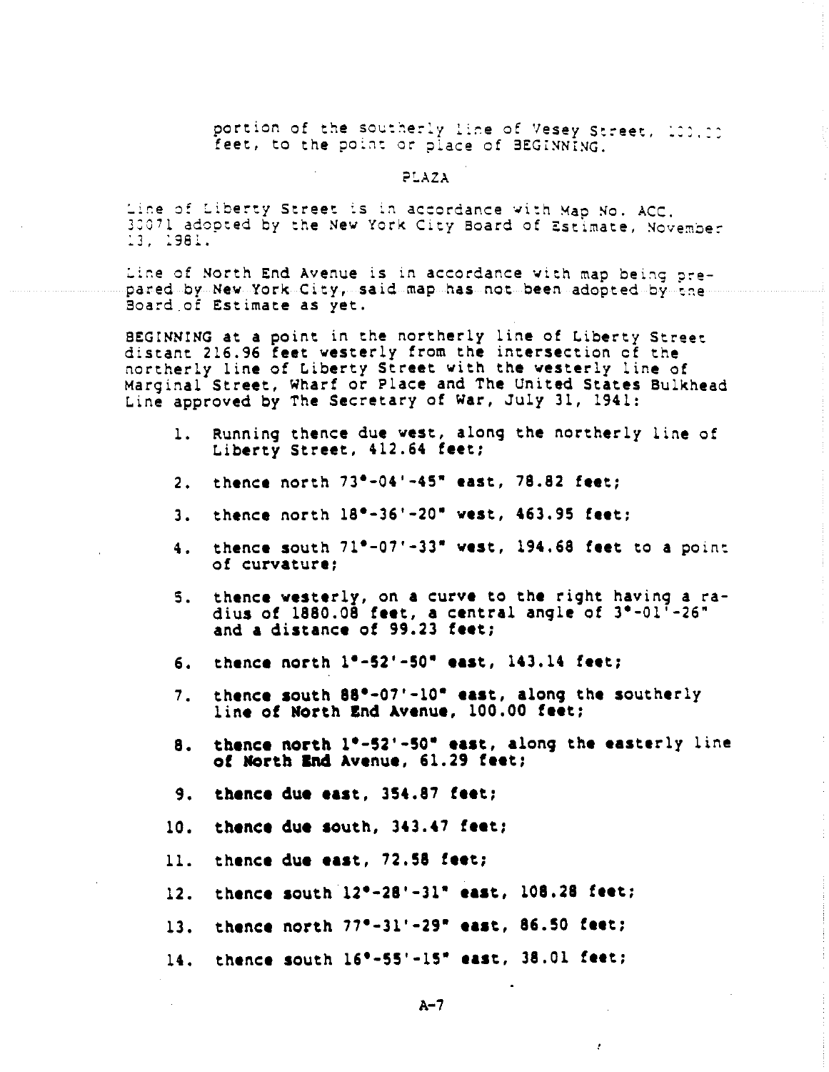portion of the southerly line of Vesey Street, 100.00 feet, to the point or place of BEGINNING.

## PLAZA

Line of Liberty Street is in accordance with Map No. ACC. 30071 adopted by the New York City Board of Estimate, November 13, 1981.

Line of North End Avenue is in accordance with map being prepared by New York City, said map has not been adopted by the Board of Estimate as yet.

BEGINNING at a point in the northerly line of Liberty Street distant 216.96 feet westerly from the intersection of the northerly line of Liberty Street with the westerly line of Marginal Street, Wharf or Place and The United States Bulkhead Line approved by The Secretary of War, July 31, 1941:

1. Running thence due west, along the northerly line of Liberty Street, 412.64 feet;
2. thence north 73°-04'-45" east, 78.82 feet;
3. thence north 18°-36'-20" west, 463.95 feet;
4. thence south 71°-07'-33" west, 194.68 feet to a point of curvature;
5. thence westerly, on a curve to the right having a radius of 1880.08 feet, a central angle of 3°-01'-26" and a distance of 99.23 feet;
6. thence north 1°-52'-50" east, 143.14 feet;
7. thence south 88°-07'-10" east, along the southerly line of North End Avenue, 100.00 feet;
8. thence north 1°-52'-50" east, along the easterly line of North End Avenue, 61.29 feet;
9. thence due east, 354.87 feet;
10. thence due south, 343.47 feet;
11. thence due east, 72.58 feet;
12. thence south 12°-28'-31" east, 108.28 feet;
13. thence north 77°-31'-29" east, 86.50 feet;
14. thence south 16°-55'-15" east, 38.01 feet;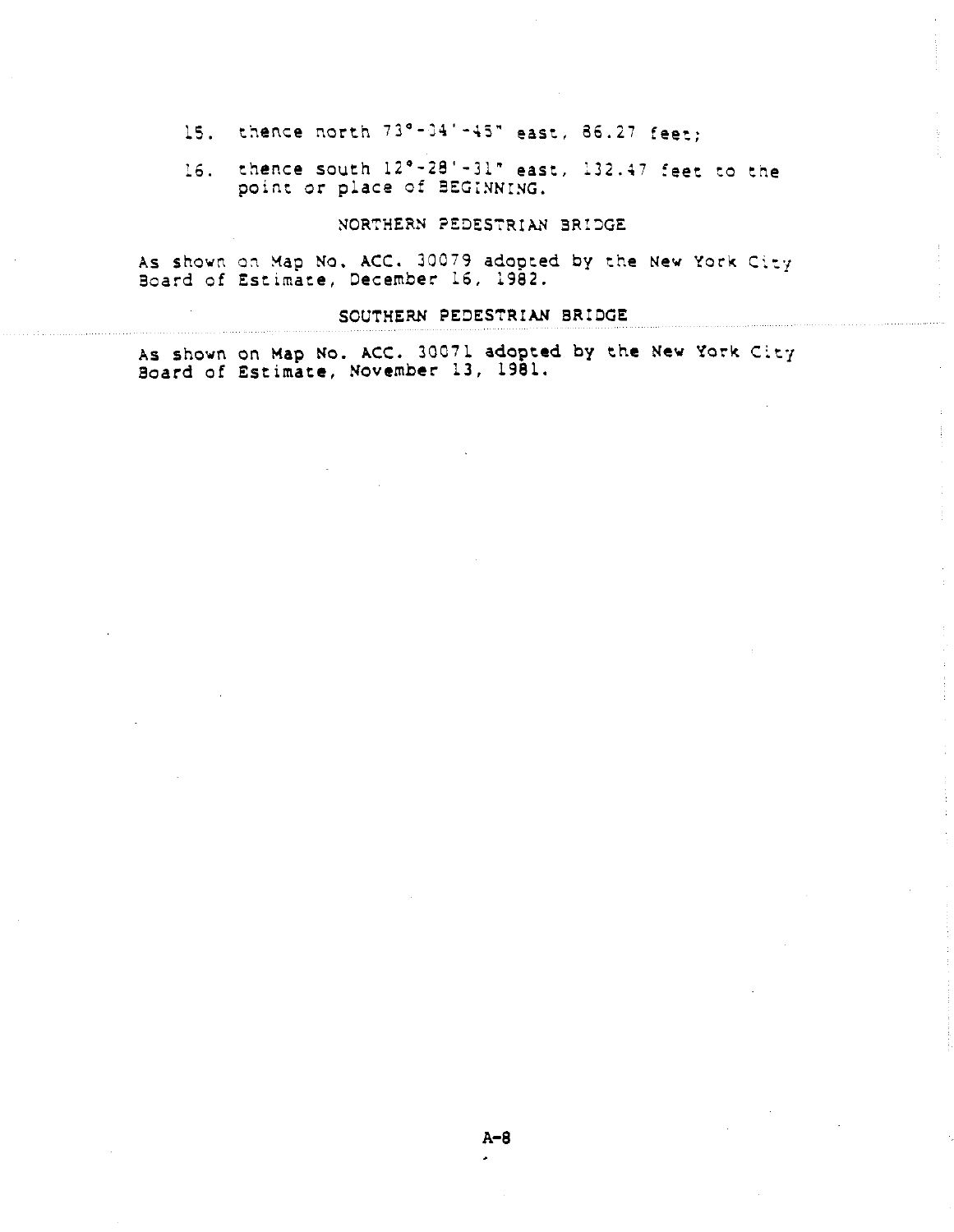15. thence north 73°-34'-45" east, 86.27 feet;

16. thence south 12°-28'-31" east, 132.47 feet to the point or place of BEGINNING.

NORTHERN PEDESTRIAN BRIDGE

As shown on Map No. ACC. 30079 adopted by the New York City Board of Estimate, December 16, 1982.

SOUTHERN PEDESTRIAN BRIDGE

As shown on Map No. ACC. 30071 adopted by the New York City Board of Estimate, November 13, 1981.